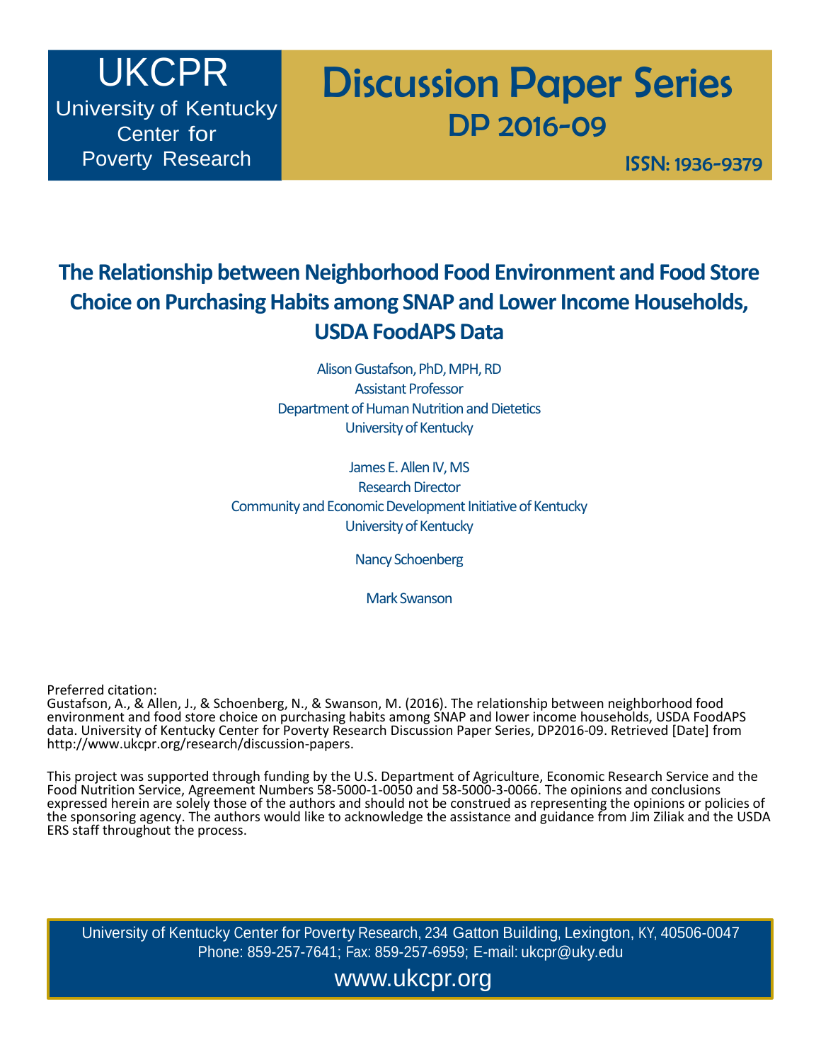UKCPR
University of Kentucky
Center for
Poverty Research

# Discussion Paper Series
## DP 2016-09

ISSN: 1936-9379

# The Relationship between Neighborhood Food Environment and Food Store Choice on Purchasing Habits among SNAP and Lower Income Households, USDA FoodAPS Data

Alison Gustafson, PhD, MPH, RD
Assistant Professor
Department of Human Nutrition and Dietetics
University of Kentucky

James E. Allen IV, MS
Research Director
Community and Economic Development Initiative of Kentucky
University of Kentucky

Nancy Schoenberg

Mark Swanson

Preferred citation:
Gustafson, A., & Allen, J., & Schoenberg, N., & Swanson, M. (2016). The relationship between neighborhood food environment and food store choice on purchasing habits among SNAP and lower income households, USDA FoodAPS data. University of Kentucky Center for Poverty Research Discussion Paper Series, DP2016-09. Retrieved [Date] from http://www.ukcpr.org/research/discussion-papers.

This project was supported through funding by the U.S. Department of Agriculture, Economic Research Service and the Food Nutrition Service, Agreement Numbers 58-5000-1-0050 and 58-5000-3-0066. The opinions and conclusions expressed herein are solely those of the authors and should not be construed as representing the opinions or policies of the sponsoring agency. The authors would like to acknowledge the assistance and guidance from Jim Ziliak and the USDA ERS staff throughout the process.

University of Kentucky Center for Poverty Research, 234 Gatton Building, Lexington, KY, 40506-0047
Phone: 859-257-7641; Fax: 859-257-6959; E-mail: ukcpr@uky.edu

www.ukcpr.org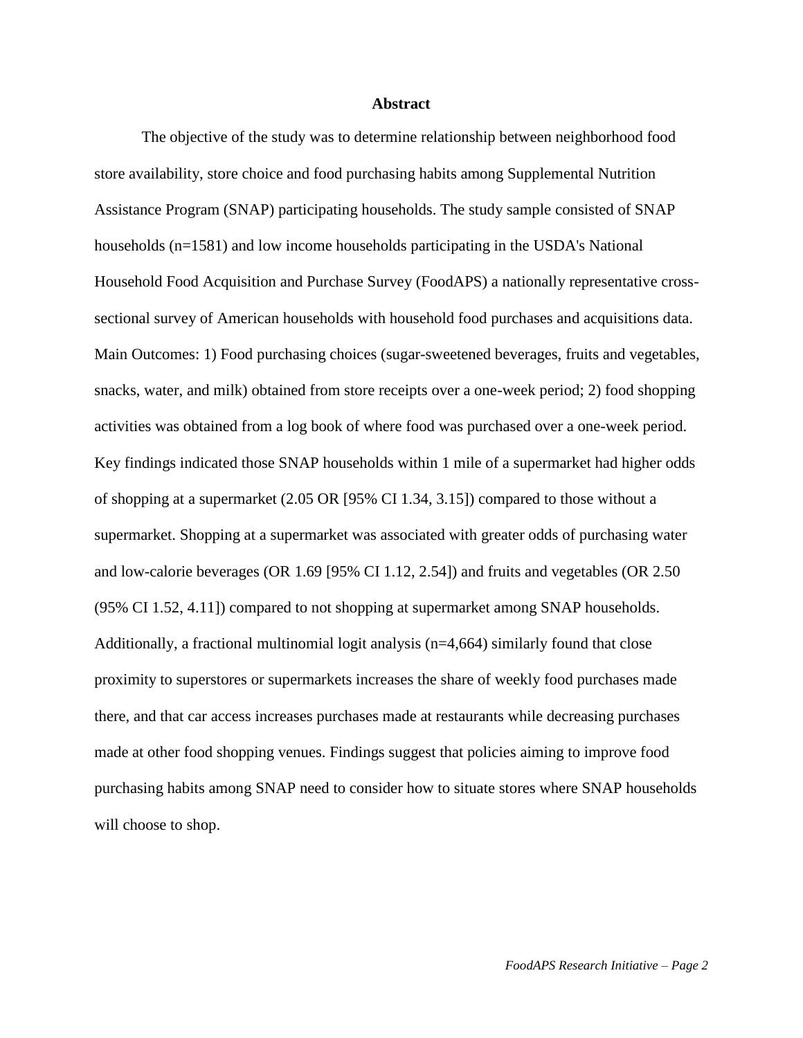## Abstract

The objective of the study was to determine relationship between neighborhood food store availability, store choice and food purchasing habits among Supplemental Nutrition Assistance Program (SNAP) participating households. The study sample consisted of SNAP households (n=1581) and low income households participating in the USDA's National Household Food Acquisition and Purchase Survey (FoodAPS) a nationally representative cross-sectional survey of American households with household food purchases and acquisitions data. Main Outcomes: 1) Food purchasing choices (sugar-sweetened beverages, fruits and vegetables, snacks, water, and milk) obtained from store receipts over a one-week period; 2) food shopping activities was obtained from a log book of where food was purchased over a one-week period. Key findings indicated those SNAP households within 1 mile of a supermarket had higher odds of shopping at a supermarket (2.05 OR [95% CI 1.34, 3.15]) compared to those without a supermarket. Shopping at a supermarket was associated with greater odds of purchasing water and low-calorie beverages (OR 1.69 [95% CI 1.12, 2.54]) and fruits and vegetables (OR 2.50 (95% CI 1.52, 4.11]) compared to not shopping at supermarket among SNAP households. Additionally, a fractional multinomial logit analysis (n=4,664) similarly found that close proximity to superstores or supermarkets increases the share of weekly food purchases made there, and that car access increases purchases made at restaurants while decreasing purchases made at other food shopping venues. Findings suggest that policies aiming to improve food purchasing habits among SNAP need to consider how to situate stores where SNAP households will choose to shop.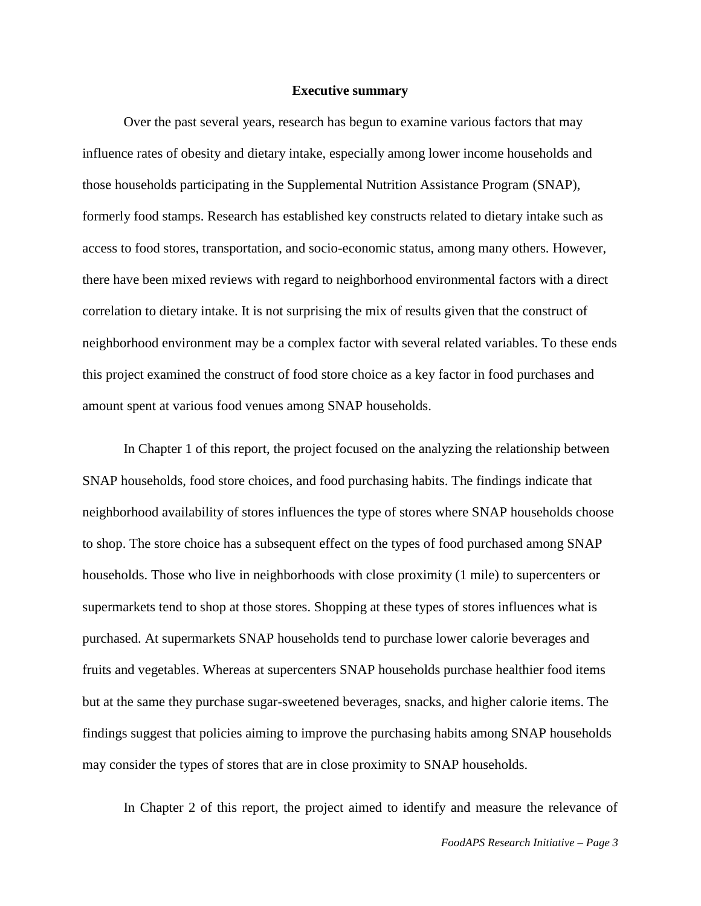## Executive summary

Over the past several years, research has begun to examine various factors that may influence rates of obesity and dietary intake, especially among lower income households and those households participating in the Supplemental Nutrition Assistance Program (SNAP), formerly food stamps. Research has established key constructs related to dietary intake such as access to food stores, transportation, and socio-economic status, among many others. However, there have been mixed reviews with regard to neighborhood environmental factors with a direct correlation to dietary intake. It is not surprising the mix of results given that the construct of neighborhood environment may be a complex factor with several related variables. To these ends this project examined the construct of food store choice as a key factor in food purchases and amount spent at various food venues among SNAP households.

In Chapter 1 of this report, the project focused on the analyzing the relationship between SNAP households, food store choices, and food purchasing habits. The findings indicate that neighborhood availability of stores influences the type of stores where SNAP households choose to shop. The store choice has a subsequent effect on the types of food purchased among SNAP households. Those who live in neighborhoods with close proximity (1 mile) to supercenters or supermarkets tend to shop at those stores. Shopping at these types of stores influences what is purchased. At supermarkets SNAP households tend to purchase lower calorie beverages and fruits and vegetables. Whereas at supercenters SNAP households purchase healthier food items but at the same they purchase sugar-sweetened beverages, snacks, and higher calorie items. The findings suggest that policies aiming to improve the purchasing habits among SNAP households may consider the types of stores that are in close proximity to SNAP households.

In Chapter 2 of this report, the project aimed to identify and measure the relevance of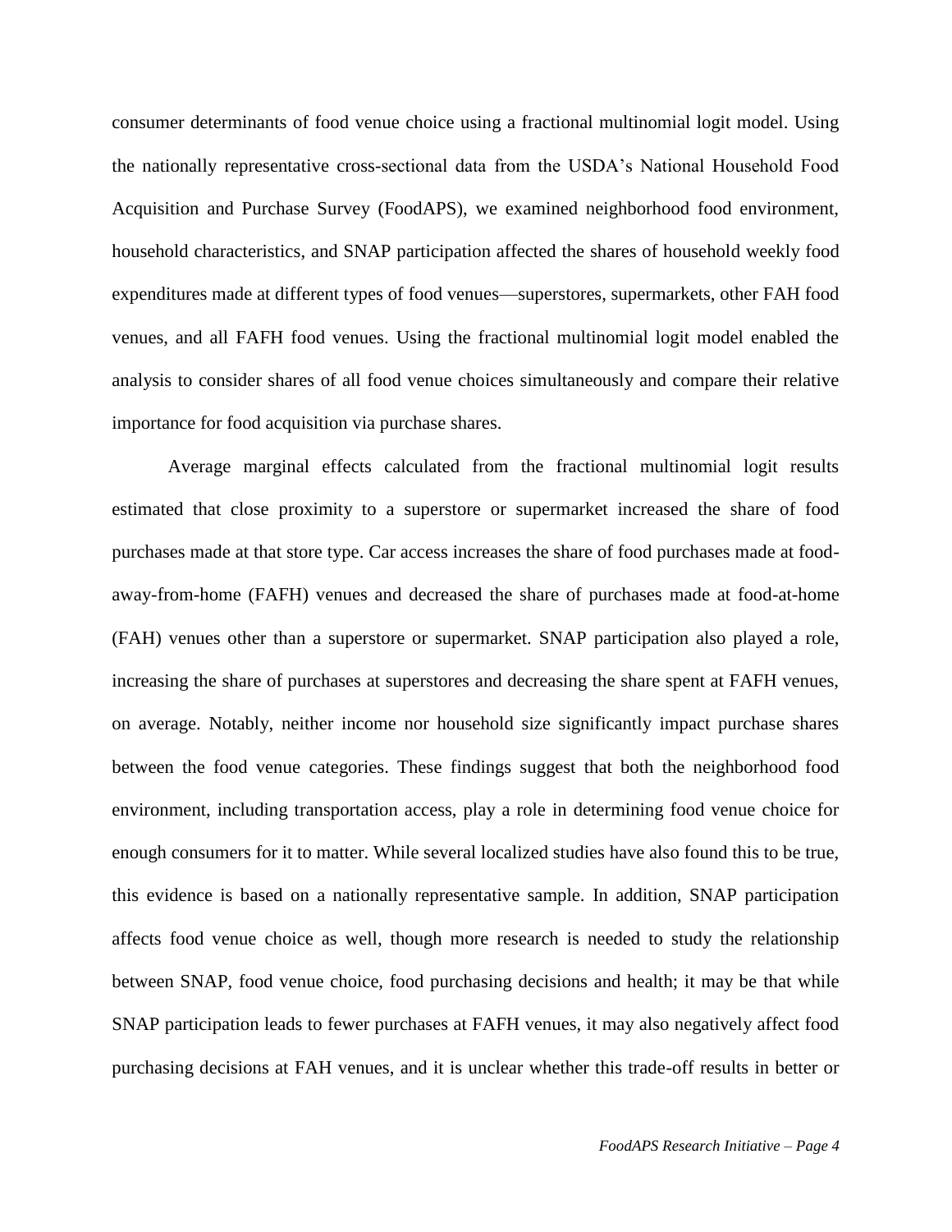consumer determinants of food venue choice using a fractional multinomial logit model. Using the nationally representative cross-sectional data from the USDA's National Household Food Acquisition and Purchase Survey (FoodAPS), we examined neighborhood food environment, household characteristics, and SNAP participation affected the shares of household weekly food expenditures made at different types of food venues—superstores, supermarkets, other FAH food venues, and all FAFH food venues. Using the fractional multinomial logit model enabled the analysis to consider shares of all food venue choices simultaneously and compare their relative importance for food acquisition via purchase shares.

Average marginal effects calculated from the fractional multinomial logit results estimated that close proximity to a superstore or supermarket increased the share of food purchases made at that store type. Car access increases the share of food purchases made at food-away-from-home (FAFH) venues and decreased the share of purchases made at food-at-home (FAH) venues other than a superstore or supermarket. SNAP participation also played a role, increasing the share of purchases at superstores and decreasing the share spent at FAFH venues, on average. Notably, neither income nor household size significantly impact purchase shares between the food venue categories. These findings suggest that both the neighborhood food environment, including transportation access, play a role in determining food venue choice for enough consumers for it to matter. While several localized studies have also found this to be true, this evidence is based on a nationally representative sample. In addition, SNAP participation affects food venue choice as well, though more research is needed to study the relationship between SNAP, food venue choice, food purchasing decisions and health; it may be that while SNAP participation leads to fewer purchases at FAFH venues, it may also negatively affect food purchasing decisions at FAH venues, and it is unclear whether this trade-off results in better or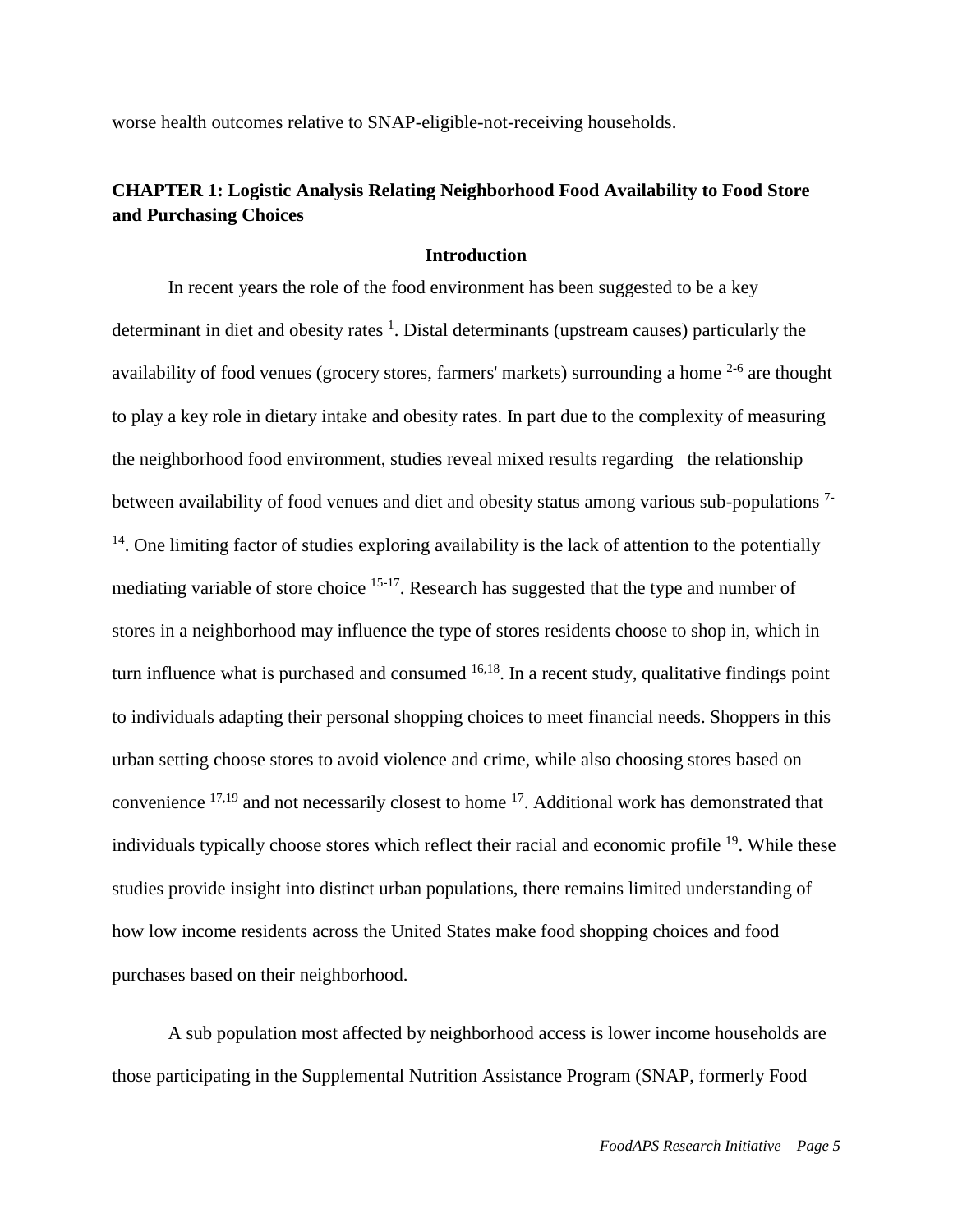worse health outcomes relative to SNAP-eligible-not-receiving households.

## CHAPTER 1: Logistic Analysis Relating Neighborhood Food Availability to Food Store and Purchasing Choices

### Introduction

In recent years the role of the food environment has been suggested to be a key determinant in diet and obesity rates [1]. Distal determinants (upstream causes) particularly the availability of food venues (grocery stores, farmers' markets) surrounding a home [2-6] are thought to play a key role in dietary intake and obesity rates. In part due to the complexity of measuring the neighborhood food environment, studies reveal mixed results regarding the relationship between availability of food venues and diet and obesity status among various sub-populations [7-14]. One limiting factor of studies exploring availability is the lack of attention to the potentially mediating variable of store choice [15-17]. Research has suggested that the type and number of stores in a neighborhood may influence the type of stores residents choose to shop in, which in turn influence what is purchased and consumed [16,18]. In a recent study, qualitative findings point to individuals adapting their personal shopping choices to meet financial needs. Shoppers in this urban setting choose stores to avoid violence and crime, while also choosing stores based on convenience [17,19] and not necessarily closest to home [17]. Additional work has demonstrated that individuals typically choose stores which reflect their racial and economic profile [19]. While these studies provide insight into distinct urban populations, there remains limited understanding of how low income residents across the United States make food shopping choices and food purchases based on their neighborhood.

A sub population most affected by neighborhood access is lower income households are those participating in the Supplemental Nutrition Assistance Program (SNAP, formerly Food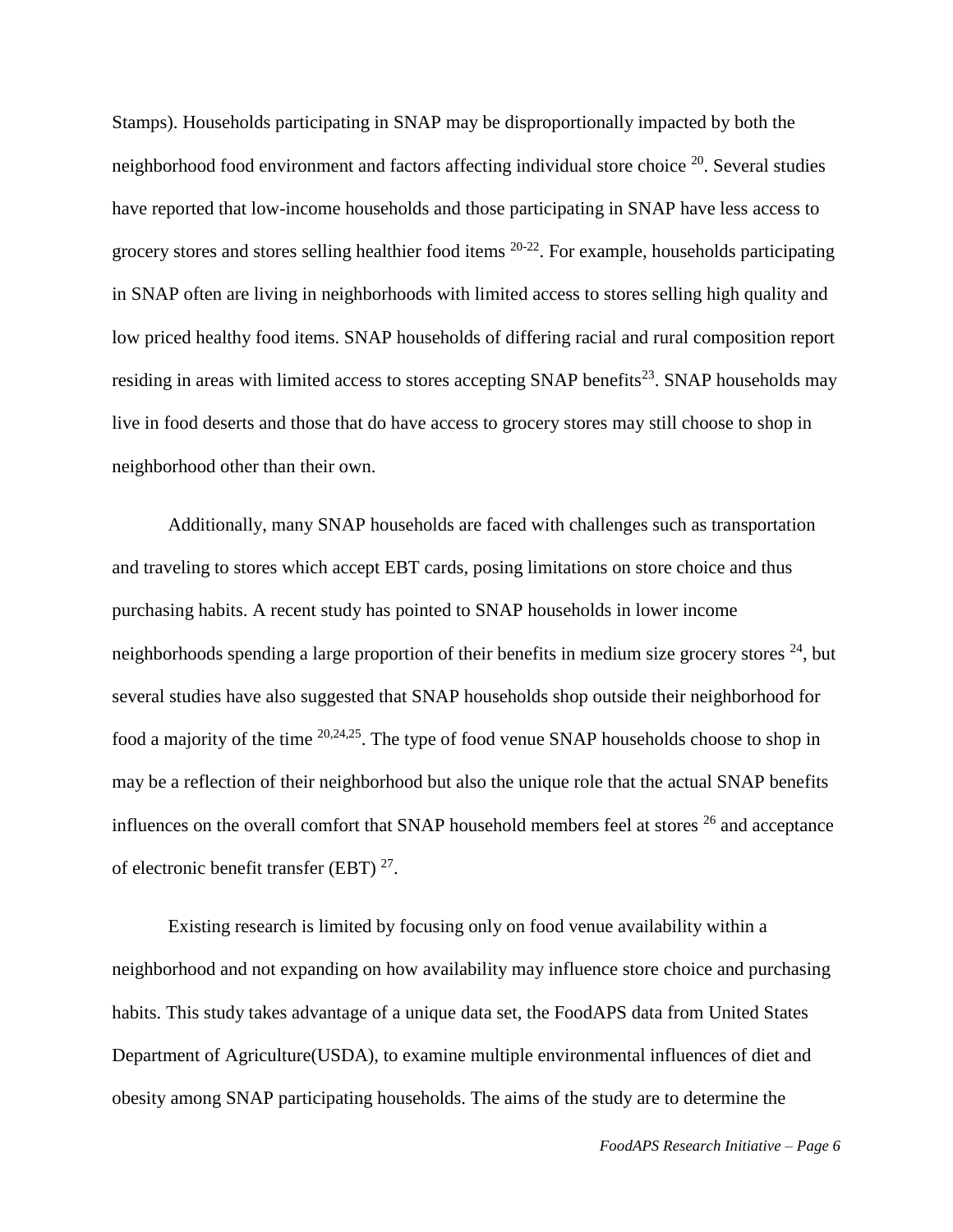Stamps). Households participating in SNAP may be disproportionally impacted by both the neighborhood food environment and factors affecting individual store choice [20]. Several studies have reported that low-income households and those participating in SNAP have less access to grocery stores and stores selling healthier food items [20-22]. For example, households participating in SNAP often are living in neighborhoods with limited access to stores selling high quality and low priced healthy food items. SNAP households of differing racial and rural composition report residing in areas with limited access to stores accepting SNAP benefits[23]. SNAP households may live in food deserts and those that do have access to grocery stores may still choose to shop in neighborhood other than their own.

Additionally, many SNAP households are faced with challenges such as transportation and traveling to stores which accept EBT cards, posing limitations on store choice and thus purchasing habits. A recent study has pointed to SNAP households in lower income neighborhoods spending a large proportion of their benefits in medium size grocery stores [24], but several studies have also suggested that SNAP households shop outside their neighborhood for food a majority of the time [20,24,25]. The type of food venue SNAP households choose to shop in may be a reflection of their neighborhood but also the unique role that the actual SNAP benefits influences on the overall comfort that SNAP household members feel at stores [26] and acceptance of electronic benefit transfer (EBT) [27].

Existing research is limited by focusing only on food venue availability within a neighborhood and not expanding on how availability may influence store choice and purchasing habits. This study takes advantage of a unique data set, the FoodAPS data from United States Department of Agriculture(USDA), to examine multiple environmental influences of diet and obesity among SNAP participating households. The aims of the study are to determine the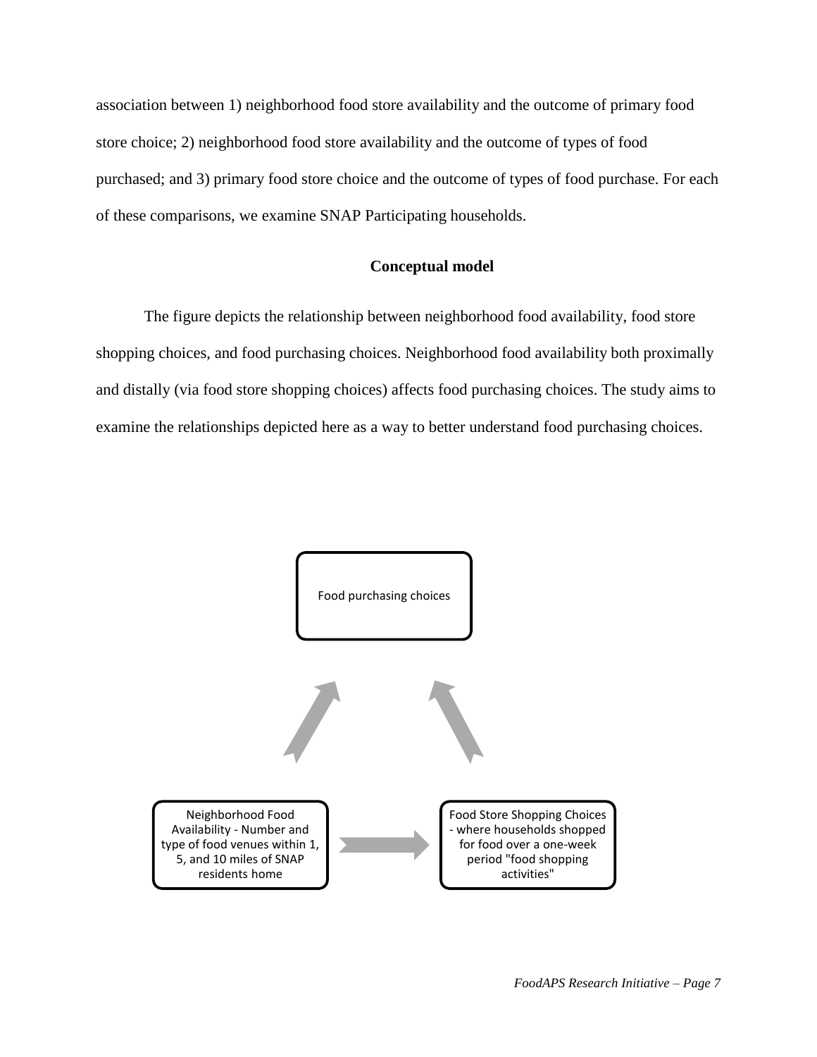association between 1) neighborhood food store availability and the outcome of primary food store choice; 2) neighborhood food store availability and the outcome of types of food purchased; and 3) primary food store choice and the outcome of types of food purchase. For each of these comparisons, we examine SNAP Participating households.

## Conceptual model

The figure depicts the relationship between neighborhood food availability, food store shopping choices, and food purchasing choices. Neighborhood food availability both proximally and distally (via food store shopping choices) affects food purchasing choices. The study aims to examine the relationships depicted here as a way to better understand food purchasing choices.

Food purchasing choices

Neighborhood Food Availability - Number and type of food venues within 1, 5, and 10 miles of SNAP residents home

Food Store Shopping Choices - where households shopped for food over a one-week period "food shopping activities"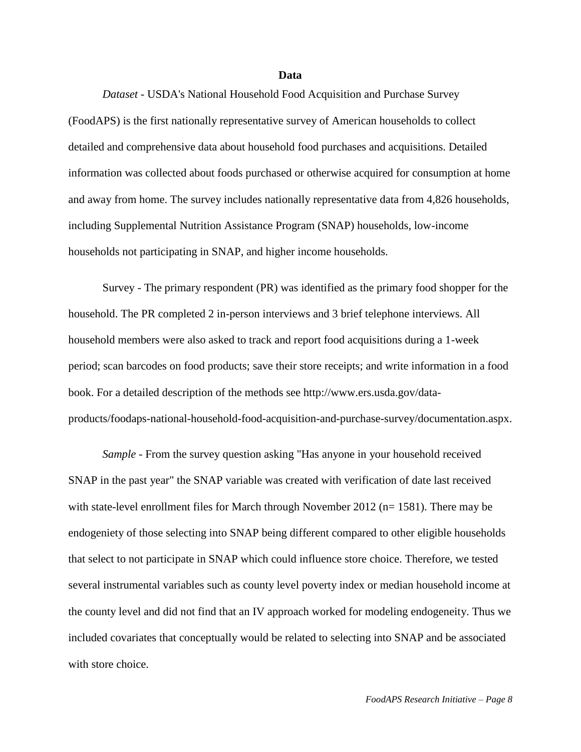## Data

*Dataset* - USDA's National Household Food Acquisition and Purchase Survey (FoodAPS) is the first nationally representative survey of American households to collect detailed and comprehensive data about household food purchases and acquisitions. Detailed information was collected about foods purchased or otherwise acquired for consumption at home and away from home. The survey includes nationally representative data from 4,826 households, including Supplemental Nutrition Assistance Program (SNAP) households, low-income households not participating in SNAP, and higher income households.

Survey - The primary respondent (PR) was identified as the primary food shopper for the household. The PR completed 2 in-person interviews and 3 brief telephone interviews. All household members were also asked to track and report food acquisitions during a 1-week period; scan barcodes on food products; save their store receipts; and write information in a food book. For a detailed description of the methods see http://www.ers.usda.gov/data-products/foodaps-national-household-food-acquisition-and-purchase-survey/documentation.aspx.

*Sample* - From the survey question asking "Has anyone in your household received SNAP in the past year" the SNAP variable was created with verification of date last received with state-level enrollment files for March through November 2012 (n= 1581). There may be endogeniety of those selecting into SNAP being different compared to other eligible households that select to not participate in SNAP which could influence store choice. Therefore, we tested several instrumental variables such as county level poverty index or median household income at the county level and did not find that an IV approach worked for modeling endogeneity. Thus we included covariates that conceptually would be related to selecting into SNAP and be associated with store choice.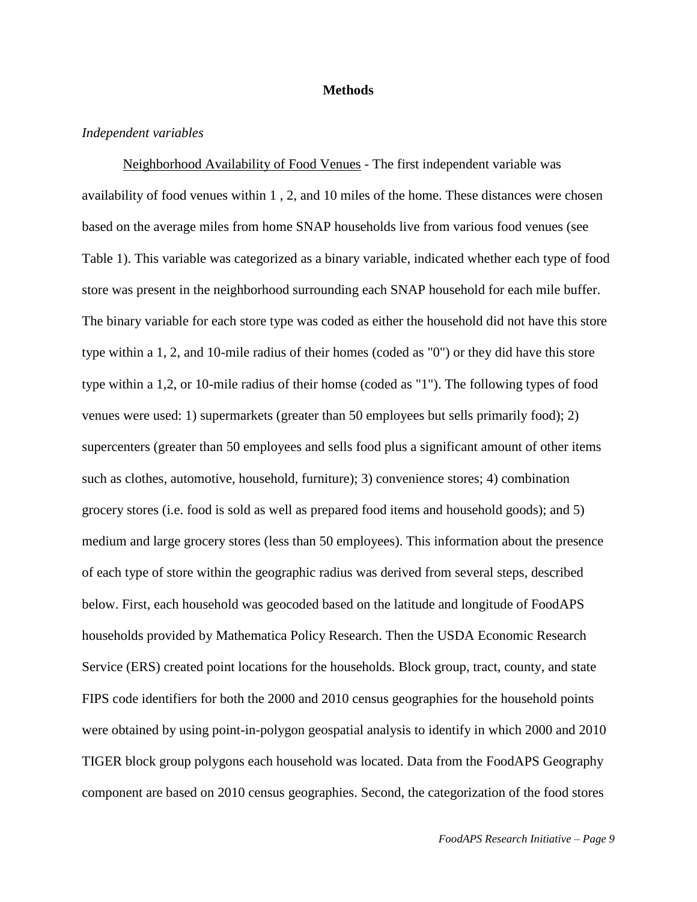**Methods**

*Independent variables*

Neighborhood Availability of Food Venues - The first independent variable was availability of food venues within 1 , 2, and 10 miles of the home. These distances were chosen based on the average miles from home SNAP households live from various food venues (see Table 1). This variable was categorized as a binary variable, indicated whether each type of food store was present in the neighborhood surrounding each SNAP household for each mile buffer. The binary variable for each store type was coded as either the household did not have this store type within a 1, 2, and 10-mile radius of their homes (coded as "0") or they did have this store type within a 1,2, or 10-mile radius of their homse (coded as "1"). The following types of food venues were used: 1) supermarkets (greater than 50 employees but sells primarily food); 2) supercenters (greater than 50 employees and sells food plus a significant amount of other items such as clothes, automotive, household, furniture); 3) convenience stores; 4) combination grocery stores (i.e. food is sold as well as prepared food items and household goods); and 5) medium and large grocery stores (less than 50 employees). This information about the presence of each type of store within the geographic radius was derived from several steps, described below. First, each household was geocoded based on the latitude and longitude of FoodAPS households provided by Mathematica Policy Research. Then the USDA Economic Research Service (ERS) created point locations for the households. Block group, tract, county, and state FIPS code identifiers for both the 2000 and 2010 census geographies for the household points were obtained by using point-in-polygon geospatial analysis to identify in which 2000 and 2010 TIGER block group polygons each household was located. Data from the FoodAPS Geography component are based on 2010 census geographies. Second, the categorization of the food stores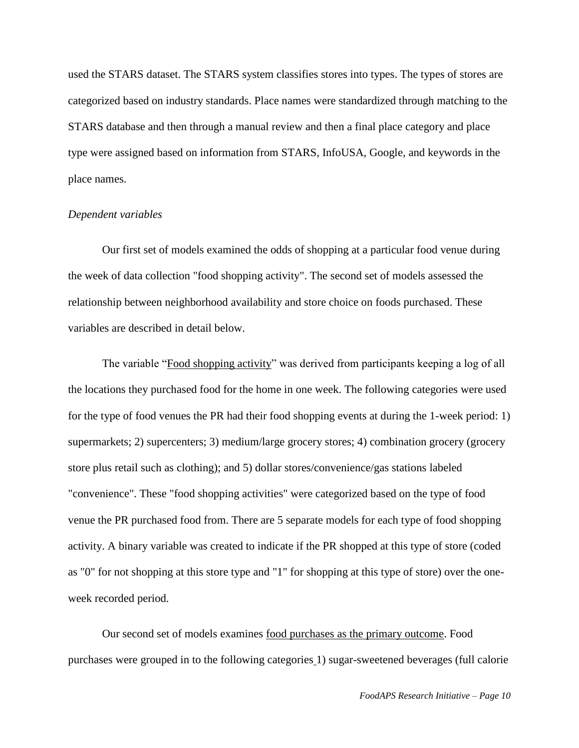used the STARS dataset. The STARS system classifies stores into types. The types of stores are categorized based on industry standards. Place names were standardized through matching to the STARS database and then through a manual review and then a final place category and place type were assigned based on information from STARS, InfoUSA, Google, and keywords in the place names.

*Dependent variables*

Our first set of models examined the odds of shopping at a particular food venue during the week of data collection "food shopping activity". The second set of models assessed the relationship between neighborhood availability and store choice on foods purchased. These variables are described in detail below.

The variable "Food shopping activity" was derived from participants keeping a log of all the locations they purchased food for the home in one week. The following categories were used for the type of food venues the PR had their food shopping events at during the 1-week period: 1) supermarkets; 2) supercenters; 3) medium/large grocery stores; 4) combination grocery (grocery store plus retail such as clothing); and 5) dollar stores/convenience/gas stations labeled "convenience". These "food shopping activities" were categorized based on the type of food venue the PR purchased food from. There are 5 separate models for each type of food shopping activity. A binary variable was created to indicate if the PR shopped at this type of store (coded as "0" for not shopping at this store type and "1" for shopping at this type of store) over the one-week recorded period.

Our second set of models examines food purchases as the primary outcome. Food purchases were grouped in to the following categories 1) sugar-sweetened beverages (full calorie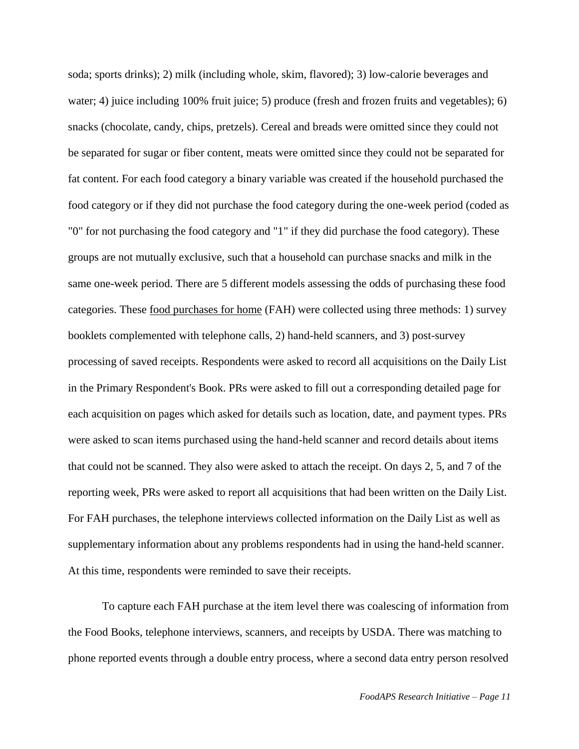soda; sports drinks); 2) milk (including whole, skim, flavored); 3) low-calorie beverages and water; 4) juice including 100% fruit juice; 5) produce (fresh and frozen fruits and vegetables); 6) snacks (chocolate, candy, chips, pretzels). Cereal and breads were omitted since they could not be separated for sugar or fiber content, meats were omitted since they could not be separated for fat content. For each food category a binary variable was created if the household purchased the food category or if they did not purchase the food category during the one-week period (coded as "0" for not purchasing the food category and "1" if they did purchase the food category). These groups are not mutually exclusive, such that a household can purchase snacks and milk in the same one-week period. There are 5 different models assessing the odds of purchasing these food categories. These <u>food purchases for home</u> (FAH) were collected using three methods: 1) survey booklets complemented with telephone calls, 2) hand-held scanners, and 3) post-survey processing of saved receipts. Respondents were asked to record all acquisitions on the Daily List in the Primary Respondent's Book. PRs were asked to fill out a corresponding detailed page for each acquisition on pages which asked for details such as location, date, and payment types. PRs were asked to scan items purchased using the hand-held scanner and record details about items that could not be scanned. They also were asked to attach the receipt. On days 2, 5, and 7 of the reporting week, PRs were asked to report all acquisitions that had been written on the Daily List. For FAH purchases, the telephone interviews collected information on the Daily List as well as supplementary information about any problems respondents had in using the hand-held scanner. At this time, respondents were reminded to save their receipts.

To capture each FAH purchase at the item level there was coalescing of information from the Food Books, telephone interviews, scanners, and receipts by USDA. There was matching to phone reported events through a double entry process, where a second data entry person resolved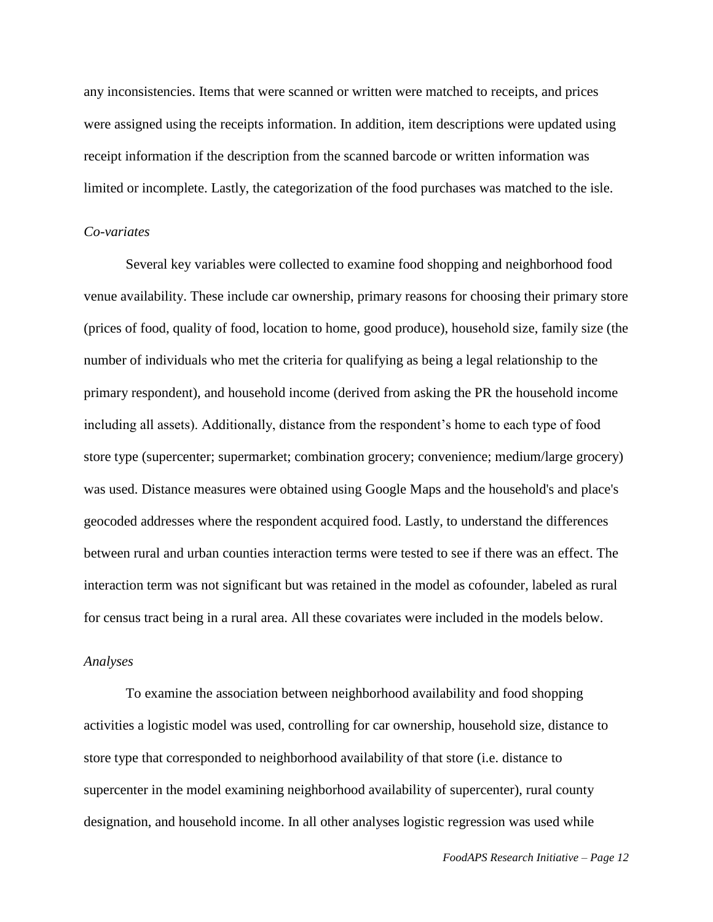any inconsistencies. Items that were scanned or written were matched to receipts, and prices were assigned using the receipts information. In addition, item descriptions were updated using receipt information if the description from the scanned barcode or written information was limited or incomplete. Lastly, the categorization of the food purchases was matched to the isle.

*Co-variates*

Several key variables were collected to examine food shopping and neighborhood food venue availability. These include car ownership, primary reasons for choosing their primary store (prices of food, quality of food, location to home, good produce), household size, family size (the number of individuals who met the criteria for qualifying as being a legal relationship to the primary respondent), and household income (derived from asking the PR the household income including all assets). Additionally, distance from the respondent's home to each type of food store type (supercenter; supermarket; combination grocery; convenience; medium/large grocery) was used. Distance measures were obtained using Google Maps and the household's and place's geocoded addresses where the respondent acquired food. Lastly, to understand the differences between rural and urban counties interaction terms were tested to see if there was an effect. The interaction term was not significant but was retained in the model as cofounder, labeled as rural for census tract being in a rural area. All these covariates were included in the models below.

*Analyses*

To examine the association between neighborhood availability and food shopping activities a logistic model was used, controlling for car ownership, household size, distance to store type that corresponded to neighborhood availability of that store (i.e. distance to supercenter in the model examining neighborhood availability of supercenter), rural county designation, and household income. In all other analyses logistic regression was used while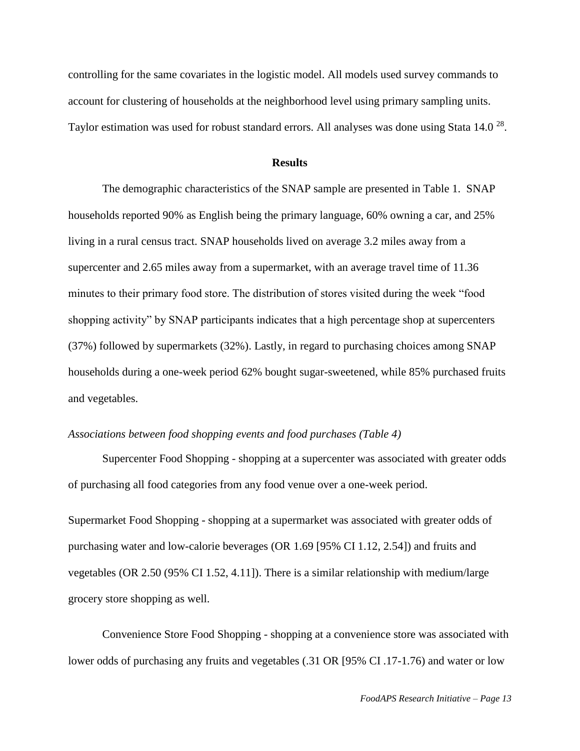controlling for the same covariates in the logistic model. All models used survey commands to account for clustering of households at the neighborhood level using primary sampling units. Taylor estimation was used for robust standard errors. All analyses was done using Stata 14.0 [28].

## Results

The demographic characteristics of the SNAP sample are presented in Table 1. SNAP households reported 90% as English being the primary language, 60% owning a car, and 25% living in a rural census tract. SNAP households lived on average 3.2 miles away from a supercenter and 2.65 miles away from a supermarket, with an average travel time of 11.36 minutes to their primary food store. The distribution of stores visited during the week "food shopping activity" by SNAP participants indicates that a high percentage shop at supercenters (37%) followed by supermarkets (32%). Lastly, in regard to purchasing choices among SNAP households during a one-week period 62% bought sugar-sweetened, while 85% purchased fruits and vegetables.

*Associations between food shopping events and food purchases (Table 4)*

Supercenter Food Shopping - shopping at a supercenter was associated with greater odds of purchasing all food categories from any food venue over a one-week period.

Supermarket Food Shopping - shopping at a supermarket was associated with greater odds of purchasing water and low-calorie beverages (OR 1.69 [95% CI 1.12, 2.54]) and fruits and vegetables (OR 2.50 (95% CI 1.52, 4.11]). There is a similar relationship with medium/large grocery store shopping as well.

Convenience Store Food Shopping - shopping at a convenience store was associated with lower odds of purchasing any fruits and vegetables (.31 OR [95% CI .17-1.76) and water or low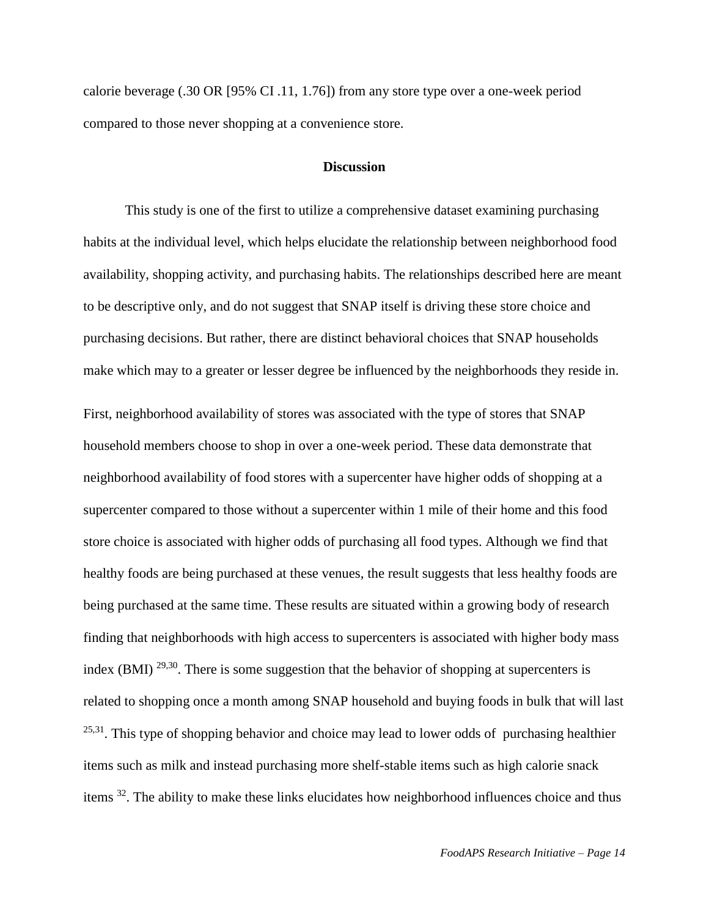calorie beverage (.30 OR [95% CI .11, 1.76]) from any store type over a one-week period compared to those never shopping at a convenience store.

## Discussion

This study is one of the first to utilize a comprehensive dataset examining purchasing habits at the individual level, which helps elucidate the relationship between neighborhood food availability, shopping activity, and purchasing habits. The relationships described here are meant to be descriptive only, and do not suggest that SNAP itself is driving these store choice and purchasing decisions. But rather, there are distinct behavioral choices that SNAP households make which may to a greater or lesser degree be influenced by the neighborhoods they reside in.

First, neighborhood availability of stores was associated with the type of stores that SNAP household members choose to shop in over a one-week period. These data demonstrate that neighborhood availability of food stores with a supercenter have higher odds of shopping at a supercenter compared to those without a supercenter within 1 mile of their home and this food store choice is associated with higher odds of purchasing all food types. Although we find that healthy foods are being purchased at these venues, the result suggests that less healthy foods are being purchased at the same time. These results are situated within a growing body of research finding that neighborhoods with high access to supercenters is associated with higher body mass index (BMI) [29,30]. There is some suggestion that the behavior of shopping at supercenters is related to shopping once a month among SNAP household and buying foods in bulk that will last [25,31]. This type of shopping behavior and choice may lead to lower odds of purchasing healthier items such as milk and instead purchasing more shelf-stable items such as high calorie snack items [32]. The ability to make these links elucidates how neighborhood influences choice and thus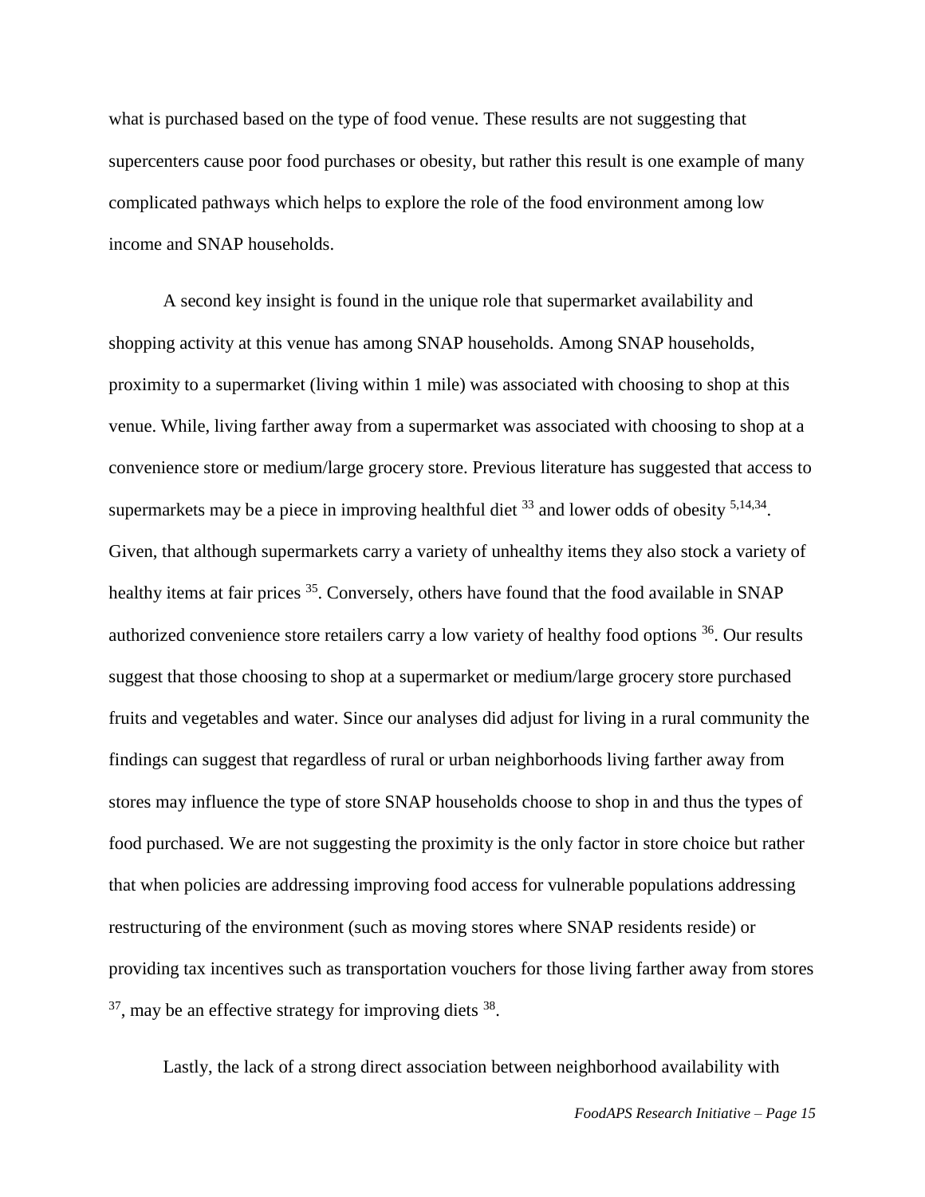what is purchased based on the type of food venue. These results are not suggesting that supercenters cause poor food purchases or obesity, but rather this result is one example of many complicated pathways which helps to explore the role of the food environment among low income and SNAP households.

A second key insight is found in the unique role that supermarket availability and shopping activity at this venue has among SNAP households. Among SNAP households, proximity to a supermarket (living within 1 mile) was associated with choosing to shop at this venue. While, living farther away from a supermarket was associated with choosing to shop at a convenience store or medium/large grocery store. Previous literature has suggested that access to supermarkets may be a piece in improving healthful diet [33] and lower odds of obesity [5,14,34]. Given, that although supermarkets carry a variety of unhealthy items they also stock a variety of healthy items at fair prices [35]. Conversely, others have found that the food available in SNAP authorized convenience store retailers carry a low variety of healthy food options [36]. Our results suggest that those choosing to shop at a supermarket or medium/large grocery store purchased fruits and vegetables and water. Since our analyses did adjust for living in a rural community the findings can suggest that regardless of rural or urban neighborhoods living farther away from stores may influence the type of store SNAP households choose to shop in and thus the types of food purchased. We are not suggesting the proximity is the only factor in store choice but rather that when policies are addressing improving food access for vulnerable populations addressing restructuring of the environment (such as moving stores where SNAP residents reside) or providing tax incentives such as transportation vouchers for those living farther away from stores [37], may be an effective strategy for improving diets [38].

Lastly, the lack of a strong direct association between neighborhood availability with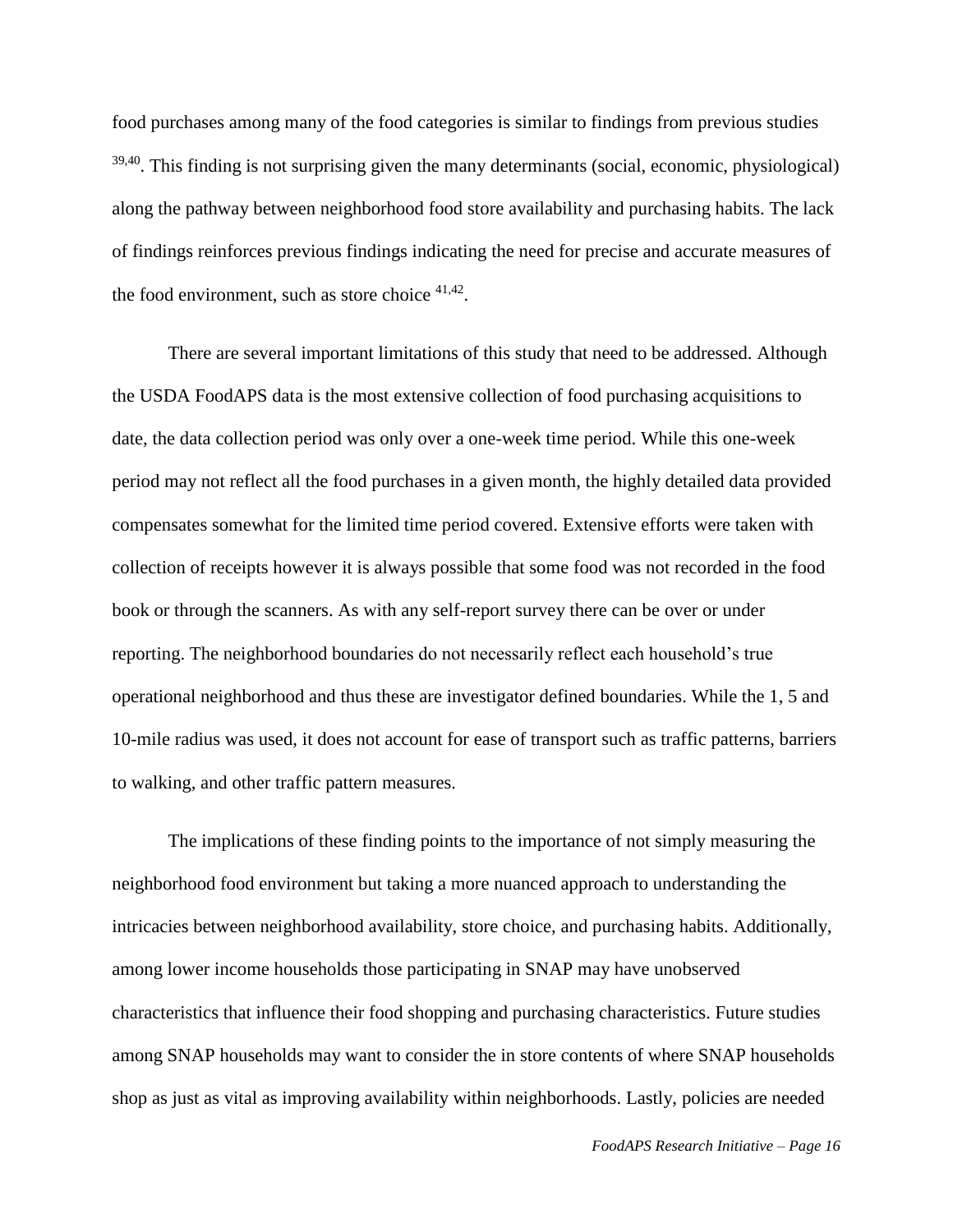food purchases among many of the food categories is similar to findings from previous studies [39,40]. This finding is not surprising given the many determinants (social, economic, physiological) along the pathway between neighborhood food store availability and purchasing habits. The lack of findings reinforces previous findings indicating the need for precise and accurate measures of the food environment, such as store choice [41,42].

There are several important limitations of this study that need to be addressed. Although the USDA FoodAPS data is the most extensive collection of food purchasing acquisitions to date, the data collection period was only over a one-week time period. While this one-week period may not reflect all the food purchases in a given month, the highly detailed data provided compensates somewhat for the limited time period covered. Extensive efforts were taken with collection of receipts however it is always possible that some food was not recorded in the food book or through the scanners. As with any self-report survey there can be over or under reporting. The neighborhood boundaries do not necessarily reflect each household's true operational neighborhood and thus these are investigator defined boundaries. While the 1, 5 and 10-mile radius was used, it does not account for ease of transport such as traffic patterns, barriers to walking, and other traffic pattern measures.

The implications of these finding points to the importance of not simply measuring the neighborhood food environment but taking a more nuanced approach to understanding the intricacies between neighborhood availability, store choice, and purchasing habits. Additionally, among lower income households those participating in SNAP may have unobserved characteristics that influence their food shopping and purchasing characteristics. Future studies among SNAP households may want to consider the in store contents of where SNAP households shop as just as vital as improving availability within neighborhoods. Lastly, policies are needed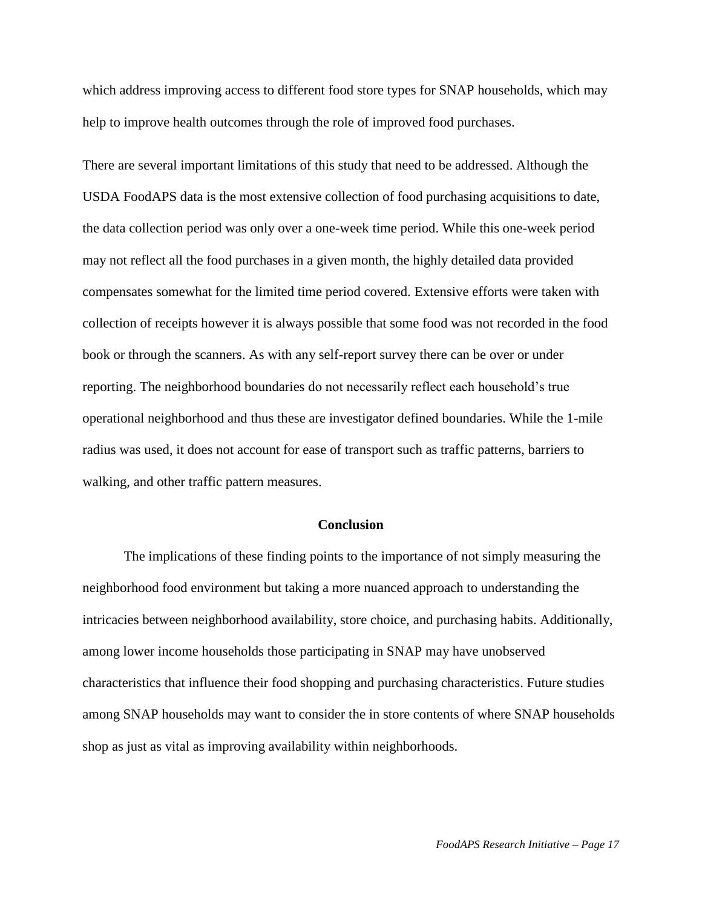which address improving access to different food store types for SNAP households, which may help to improve health outcomes through the role of improved food purchases.

There are several important limitations of this study that need to be addressed. Although the USDA FoodAPS data is the most extensive collection of food purchasing acquisitions to date, the data collection period was only over a one-week time period. While this one-week period may not reflect all the food purchases in a given month, the highly detailed data provided compensates somewhat for the limited time period covered. Extensive efforts were taken with collection of receipts however it is always possible that some food was not recorded in the food book or through the scanners. As with any self-report survey there can be over or under reporting. The neighborhood boundaries do not necessarily reflect each household's true operational neighborhood and thus these are investigator defined boundaries. While the 1-mile radius was used, it does not account for ease of transport such as traffic patterns, barriers to walking, and other traffic pattern measures.

## Conclusion

The implications of these finding points to the importance of not simply measuring the neighborhood food environment but taking a more nuanced approach to understanding the intricacies between neighborhood availability, store choice, and purchasing habits. Additionally, among lower income households those participating in SNAP may have unobserved characteristics that influence their food shopping and purchasing characteristics. Future studies among SNAP households may want to consider the in store contents of where SNAP households shop as just as vital as improving availability within neighborhoods.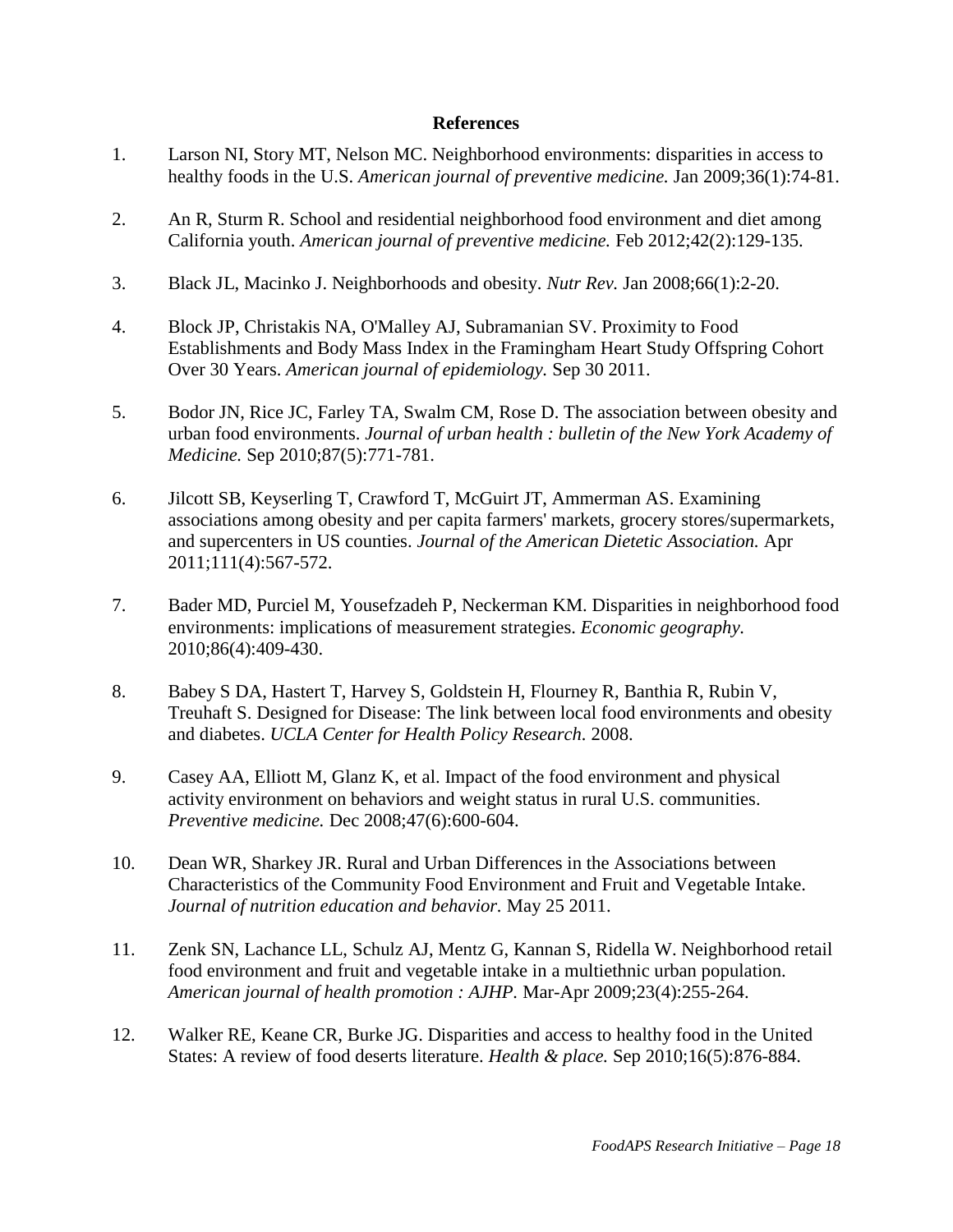## References

1. Larson NI, Story MT, Nelson MC. Neighborhood environments: disparities in access to healthy foods in the U.S. *American journal of preventive medicine.* Jan 2009;36(1):74-81.

2. An R, Sturm R. School and residential neighborhood food environment and diet among California youth. *American journal of preventive medicine.* Feb 2012;42(2):129-135.

3. Black JL, Macinko J. Neighborhoods and obesity. *Nutr Rev.* Jan 2008;66(1):2-20.

4. Block JP, Christakis NA, O'Malley AJ, Subramanian SV. Proximity to Food Establishments and Body Mass Index in the Framingham Heart Study Offspring Cohort Over 30 Years. *American journal of epidemiology.* Sep 30 2011.

5. Bodor JN, Rice JC, Farley TA, Swalm CM, Rose D. The association between obesity and urban food environments. *Journal of urban health : bulletin of the New York Academy of Medicine.* Sep 2010;87(5):771-781.

6. Jilcott SB, Keyserling T, Crawford T, McGuirt JT, Ammerman AS. Examining associations among obesity and per capita farmers' markets, grocery stores/supermarkets, and supercenters in US counties. *Journal of the American Dietetic Association.* Apr 2011;111(4):567-572.

7. Bader MD, Purciel M, Yousefzadeh P, Neckerman KM. Disparities in neighborhood food environments: implications of measurement strategies. *Economic geography.* 2010;86(4):409-430.

8. Babey S DA, Hastert T, Harvey S, Goldstein H, Flourney R, Banthia R, Rubin V, Treuhaft S. Designed for Disease: The link between local food environments and obesity and diabetes. *UCLA Center for Health Policy Research.* 2008.

9. Casey AA, Elliott M, Glanz K, et al. Impact of the food environment and physical activity environment on behaviors and weight status in rural U.S. communities. *Preventive medicine.* Dec 2008;47(6):600-604.

10. Dean WR, Sharkey JR. Rural and Urban Differences in the Associations between Characteristics of the Community Food Environment and Fruit and Vegetable Intake. *Journal of nutrition education and behavior.* May 25 2011.

11. Zenk SN, Lachance LL, Schulz AJ, Mentz G, Kannan S, Ridella W. Neighborhood retail food environment and fruit and vegetable intake in a multiethnic urban population. *American journal of health promotion : AJHP.* Mar-Apr 2009;23(4):255-264.

12. Walker RE, Keane CR, Burke JG. Disparities and access to healthy food in the United States: A review of food deserts literature. *Health & place.* Sep 2010;16(5):876-884.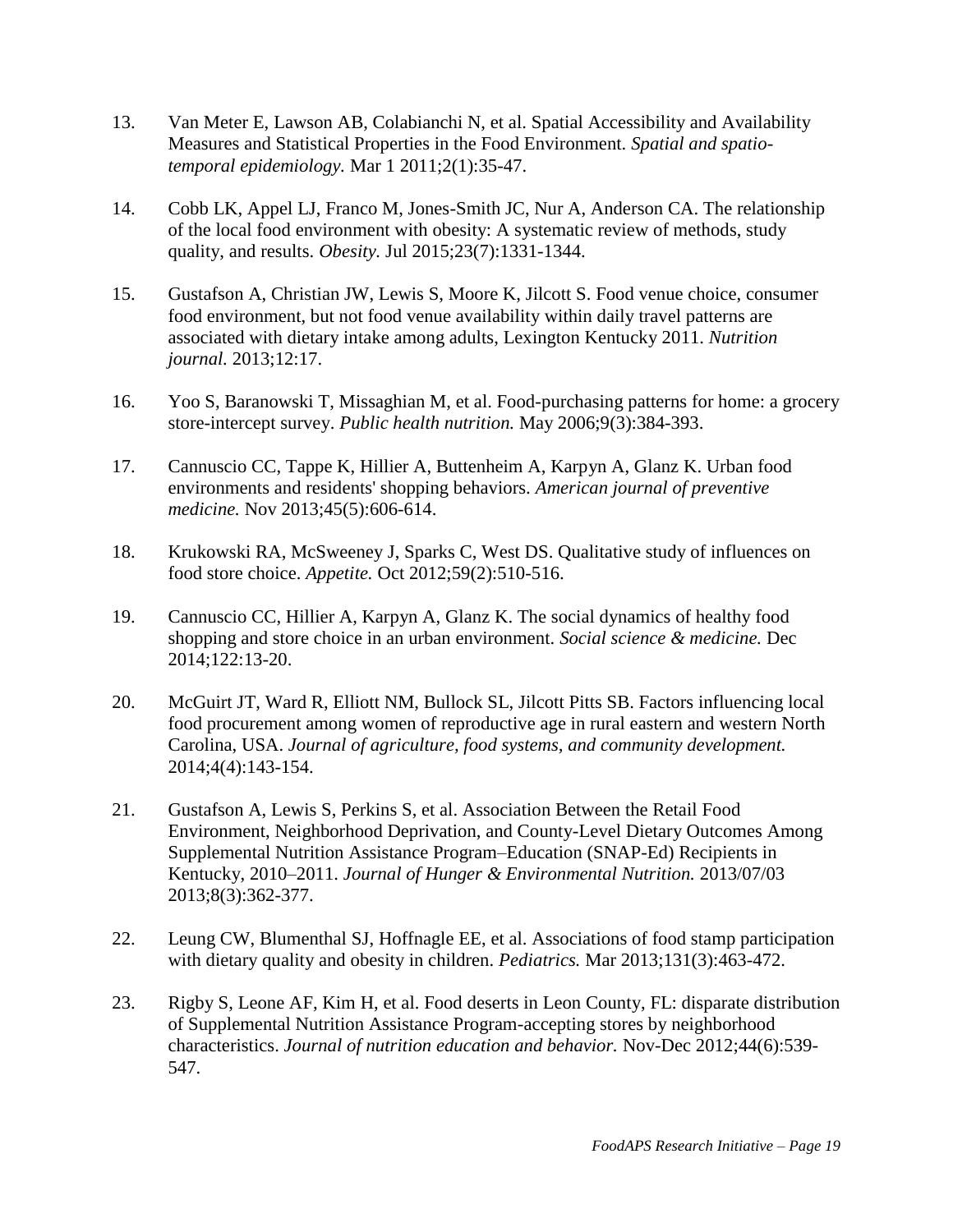13. Van Meter E, Lawson AB, Colabianchi N, et al. Spatial Accessibility and Availability Measures and Statistical Properties in the Food Environment. *Spatial and spatio-temporal epidemiology*. Mar 1 2011;2(1):35-47.

14. Cobb LK, Appel LJ, Franco M, Jones-Smith JC, Nur A, Anderson CA. The relationship of the local food environment with obesity: A systematic review of methods, study quality, and results. *Obesity.* Jul 2015;23(7):1331-1344.

15. Gustafson A, Christian JW, Lewis S, Moore K, Jilcott S. Food venue choice, consumer food environment, but not food venue availability within daily travel patterns are associated with dietary intake among adults, Lexington Kentucky 2011. *Nutrition journal*. 2013;12:17.

16. Yoo S, Baranowski T, Missaghian M, et al. Food-purchasing patterns for home: a grocery store-intercept survey. *Public health nutrition.* May 2006;9(3):384-393.

17. Cannuscio CC, Tappe K, Hillier A, Buttenheim A, Karpyn A, Glanz K. Urban food environments and residents' shopping behaviors. *American journal of preventive medicine.* Nov 2013;45(5):606-614.

18. Krukowski RA, McSweeney J, Sparks C, West DS. Qualitative study of influences on food store choice. *Appetite.* Oct 2012;59(2):510-516.

19. Cannuscio CC, Hillier A, Karpyn A, Glanz K. The social dynamics of healthy food shopping and store choice in an urban environment. *Social science & medicine.* Dec 2014;122:13-20.

20. McGuirt JT, Ward R, Elliott NM, Bullock SL, Jilcott Pitts SB. Factors influencing local food procurement among women of reproductive age in rural eastern and western North Carolina, USA. *Journal of agriculture, food systems, and community development.* 2014;4(4):143-154.

21. Gustafson A, Lewis S, Perkins S, et al. Association Between the Retail Food Environment, Neighborhood Deprivation, and County-Level Dietary Outcomes Among Supplemental Nutrition Assistance Program–Education (SNAP-Ed) Recipients in Kentucky, 2010–2011. *Journal of Hunger & Environmental Nutrition.* 2013/07/03 2013;8(3):362-377.

22. Leung CW, Blumenthal SJ, Hoffnagle EE, et al. Associations of food stamp participation with dietary quality and obesity in children. *Pediatrics.* Mar 2013;131(3):463-472.

23. Rigby S, Leone AF, Kim H, et al. Food deserts in Leon County, FL: disparate distribution of Supplemental Nutrition Assistance Program-accepting stores by neighborhood characteristics. *Journal of nutrition education and behavior.* Nov-Dec 2012;44(6):539-547.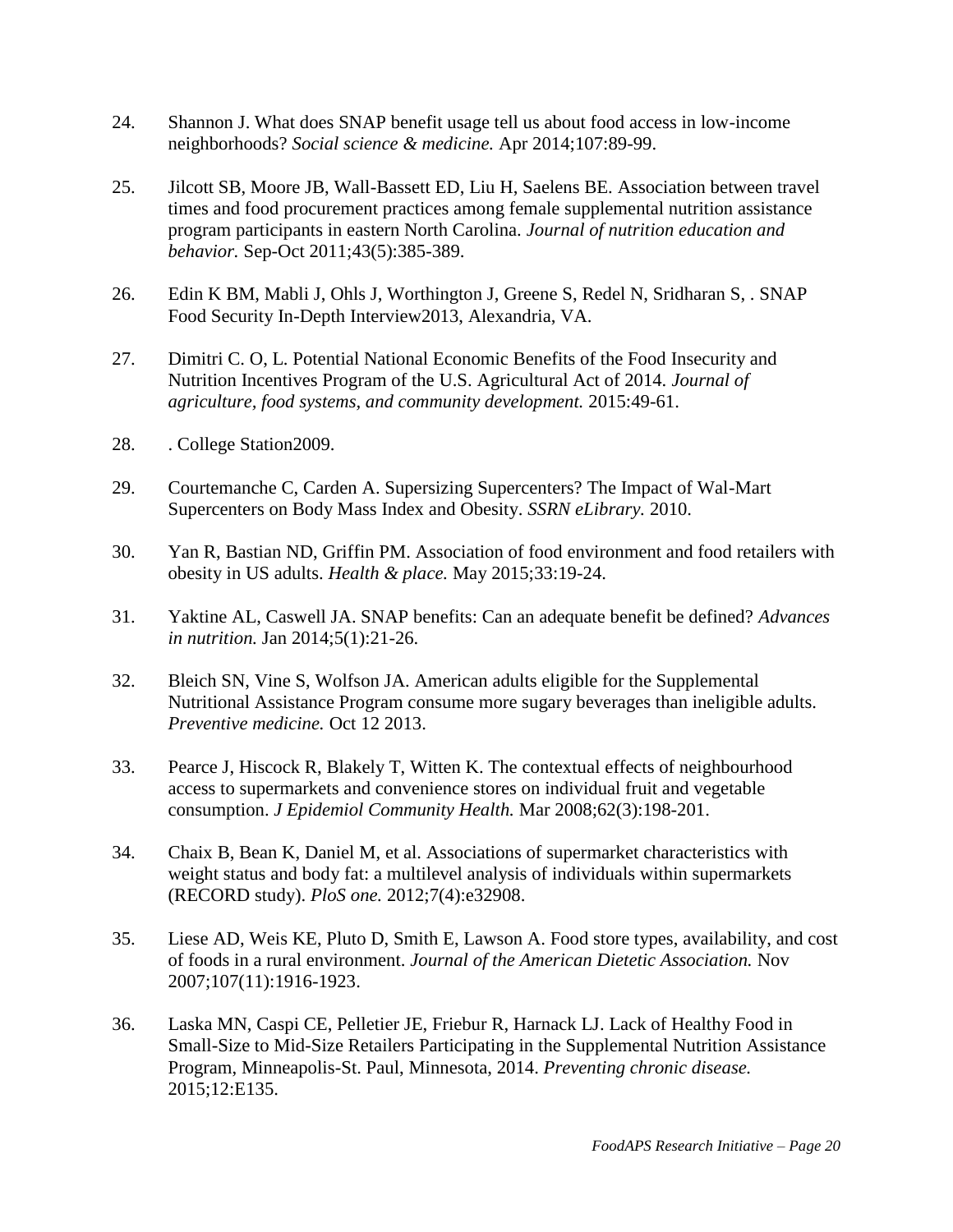24. Shannon J. What does SNAP benefit usage tell us about food access in low-income neighborhoods? *Social science & medicine.* Apr 2014;107:89-99.

25. Jilcott SB, Moore JB, Wall-Bassett ED, Liu H, Saelens BE. Association between travel times and food procurement practices among female supplemental nutrition assistance program participants in eastern North Carolina. *Journal of nutrition education and behavior.* Sep-Oct 2011;43(5):385-389.

26. Edin K BM, Mabli J, Ohls J, Worthington J, Greene S, Redel N, Sridharan S, . SNAP Food Security In-Depth Interview2013, Alexandria, VA.

27. Dimitri C. O, L. Potential National Economic Benefits of the Food Insecurity and Nutrition Incentives Program of the U.S. Agricultural Act of 2014. *Journal of agriculture, food systems, and community development.* 2015:49-61.

28. . College Station2009.

29. Courtemanche C, Carden A. Supersizing Supercenters? The Impact of Wal-Mart Supercenters on Body Mass Index and Obesity. *SSRN eLibrary.* 2010.

30. Yan R, Bastian ND, Griffin PM. Association of food environment and food retailers with obesity in US adults. *Health & place.* May 2015;33:19-24.

31. Yaktine AL, Caswell JA. SNAP benefits: Can an adequate benefit be defined? *Advances in nutrition.* Jan 2014;5(1):21-26.

32. Bleich SN, Vine S, Wolfson JA. American adults eligible for the Supplemental Nutritional Assistance Program consume more sugary beverages than ineligible adults. *Preventive medicine.* Oct 12 2013.

33. Pearce J, Hiscock R, Blakely T, Witten K. The contextual effects of neighbourhood access to supermarkets and convenience stores on individual fruit and vegetable consumption. *J Epidemiol Community Health.* Mar 2008;62(3):198-201.

34. Chaix B, Bean K, Daniel M, et al. Associations of supermarket characteristics with weight status and body fat: a multilevel analysis of individuals within supermarkets (RECORD study). *PloS one.* 2012;7(4):e32908.

35. Liese AD, Weis KE, Pluto D, Smith E, Lawson A. Food store types, availability, and cost of foods in a rural environment. *Journal of the American Dietetic Association.* Nov 2007;107(11):1916-1923.

36. Laska MN, Caspi CE, Pelletier JE, Friebur R, Harnack LJ. Lack of Healthy Food in Small-Size to Mid-Size Retailers Participating in the Supplemental Nutrition Assistance Program, Minneapolis-St. Paul, Minnesota, 2014. *Preventing chronic disease.* 2015;12:E135.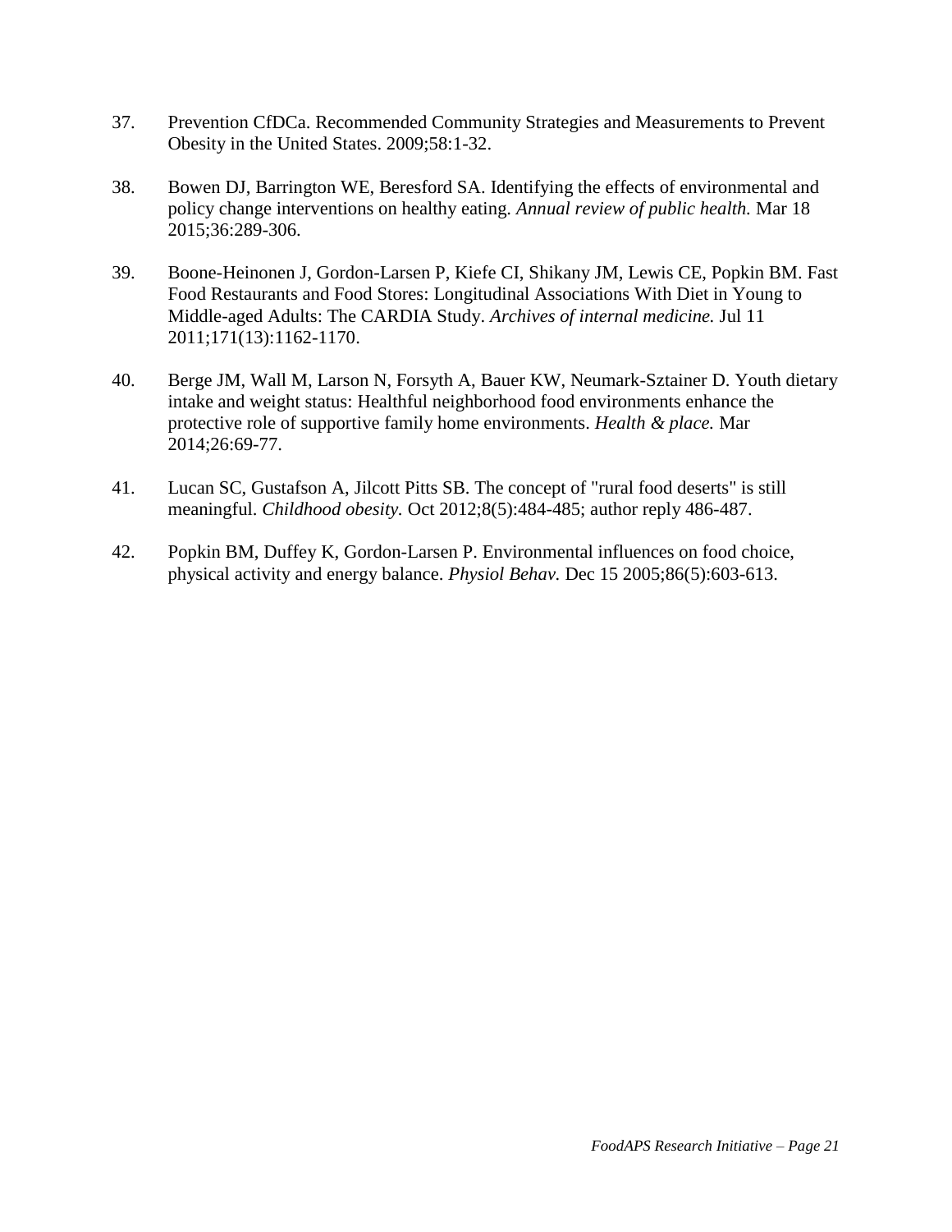37. Prevention CfDCa. Recommended Community Strategies and Measurements to Prevent Obesity in the United States. 2009;58:1-32.

38. Bowen DJ, Barrington WE, Beresford SA. Identifying the effects of environmental and policy change interventions on healthy eating. *Annual review of public health.* Mar 18 2015;36:289-306.

39. Boone-Heinonen J, Gordon-Larsen P, Kiefe CI, Shikany JM, Lewis CE, Popkin BM. Fast Food Restaurants and Food Stores: Longitudinal Associations With Diet in Young to Middle-aged Adults: The CARDIA Study. *Archives of internal medicine.* Jul 11 2011;171(13):1162-1170.

40. Berge JM, Wall M, Larson N, Forsyth A, Bauer KW, Neumark-Sztainer D. Youth dietary intake and weight status: Healthful neighborhood food environments enhance the protective role of supportive family home environments. *Health & place.* Mar 2014;26:69-77.

41. Lucan SC, Gustafson A, Jilcott Pitts SB. The concept of "rural food deserts" is still meaningful. *Childhood obesity.* Oct 2012;8(5):484-485; author reply 486-487.

42. Popkin BM, Duffey K, Gordon-Larsen P. Environmental influences on food choice, physical activity and energy balance. *Physiol Behav.* Dec 15 2005;86(5):603-613.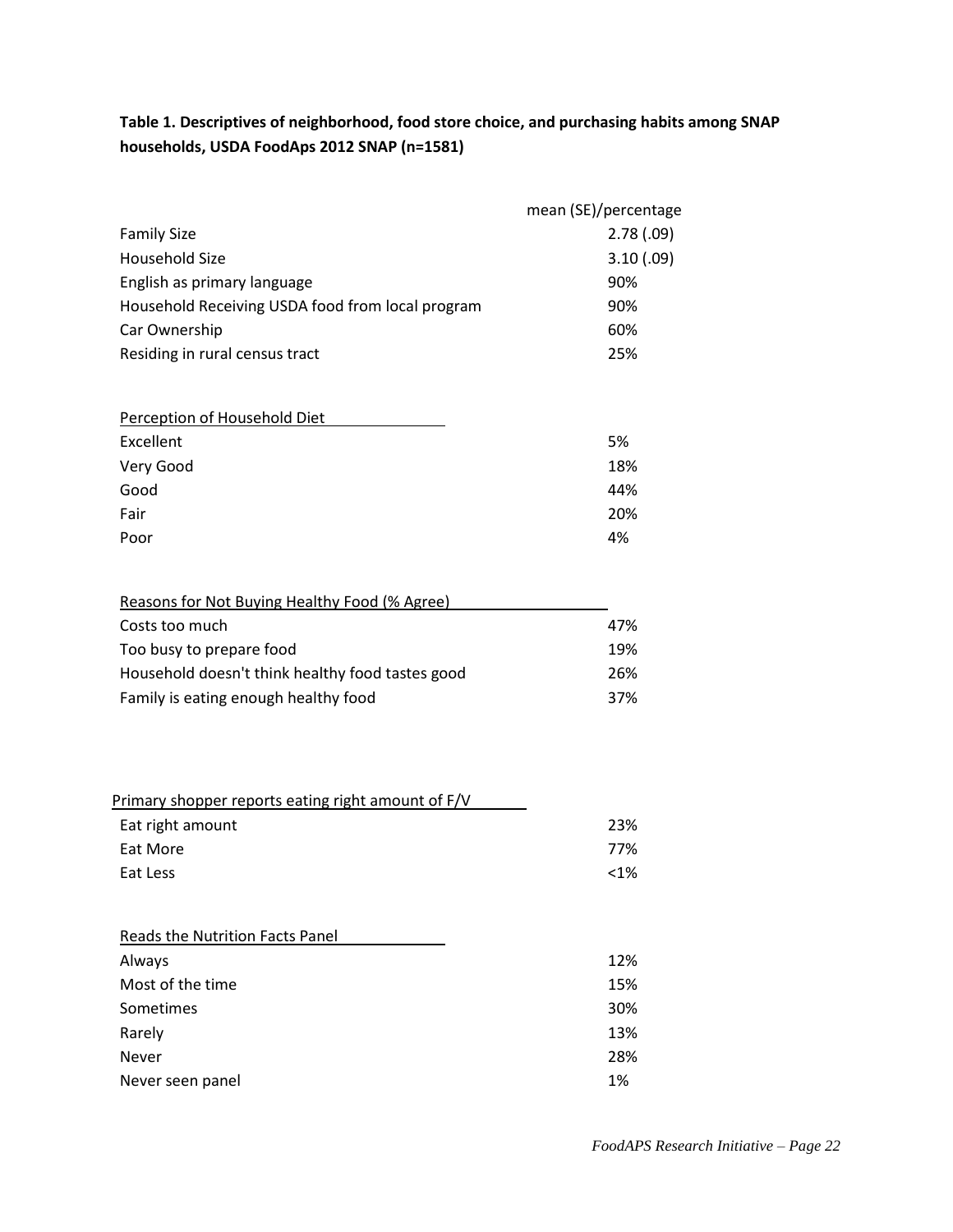**Table 1. Descriptives of neighborhood, food store choice, and purchasing habits among SNAP households, USDA FoodAps 2012 SNAP (n=1581)**

| | mean (SE)/percentage |
|---|---|
| Family Size | 2.78 (.09) |
| Household Size | 3.10 (.09) |
| English as primary language | 90% |
| Household Receiving USDA food from local program | 90% |
| Car Ownership | 60% |
| Residing in rural census tract | 25% |
| Perception of Household Diet | |
| Excellent | 5% |
| Very Good | 18% |
| Good | 44% |
| Fair | 20% |
| Poor | 4% |
| Reasons for Not Buying Healthy Food (% Agree) | |
| Costs too much | 47% |
| Too busy to prepare food | 19% |
| Household doesn't think healthy food tastes good | 26% |
| Family is eating enough healthy food | 37% |
| Primary shopper reports eating right amount of F/V | |
| Eat right amount | 23% |
| Eat More | 77% |
| Eat Less | <1% |
| Reads the Nutrition Facts Panel | |
| Always | 12% |
| Most of the time | 15% |
| Sometimes | 30% |
| Rarely | 13% |
| Never | 28% |
| Never seen panel | 1% |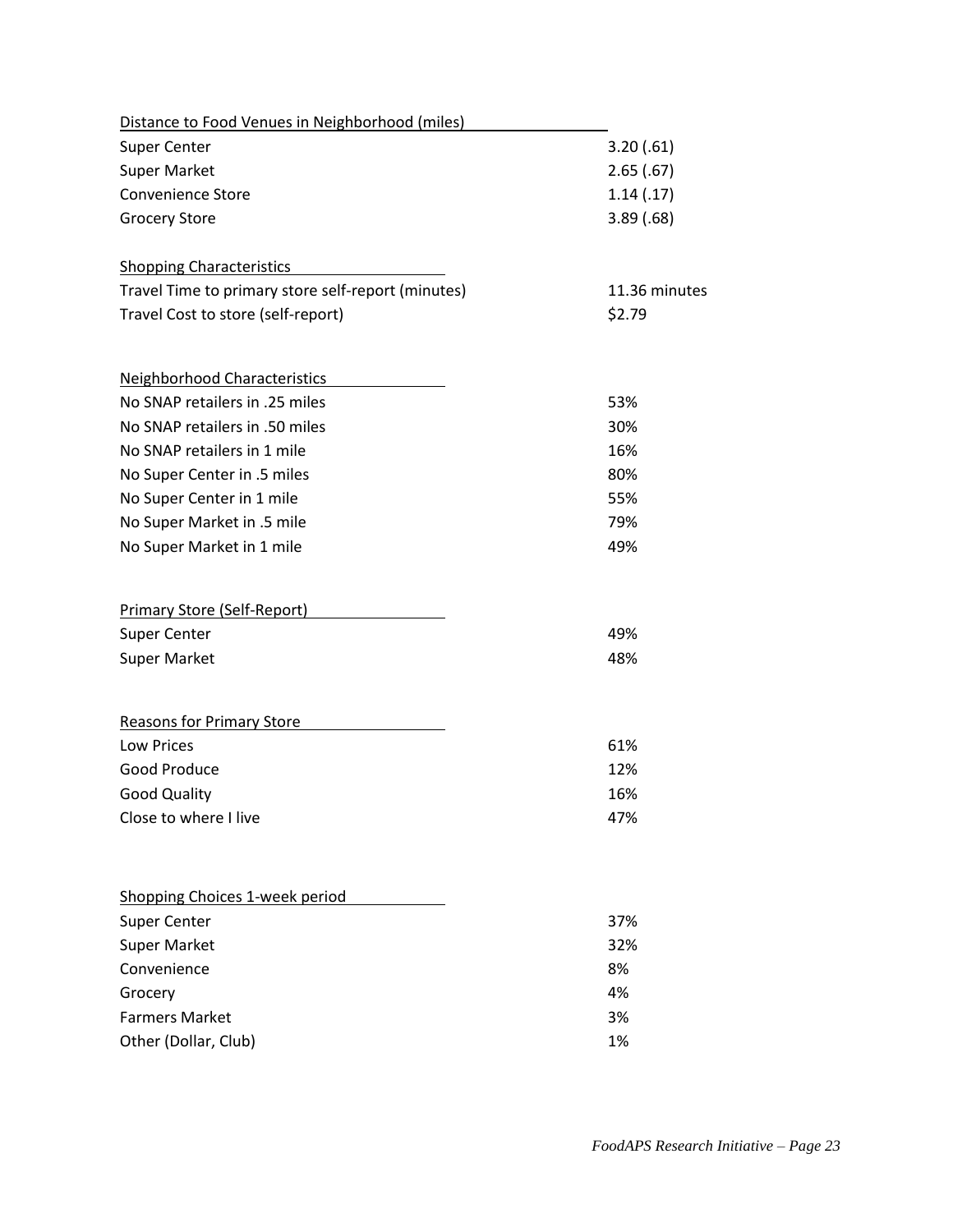| | |
|---|---|
| Distance to Food Venues in Neighborhood (miles) | |
| Super Center | 3.20 (.61) |
| Super Market | 2.65 (.67) |
| Convenience Store | 1.14 (.17) |
| Grocery Store | 3.89 (.68) |
| Shopping Characteristics | |
| Travel Time to primary store self-report (minutes) | 11.36 minutes |
| Travel Cost to store (self-report) | $2.79 |
| Neighborhood Characteristics | |
| No SNAP retailers in .25 miles | 53% |
| No SNAP retailers in .50 miles | 30% |
| No SNAP retailers in 1 mile | 16% |
| No Super Center in .5 miles | 80% |
| No Super Center in 1 mile | 55% |
| No Super Market in .5 mile | 79% |
| No Super Market in 1 mile | 49% |
| Primary Store (Self-Report) | |
| Super Center | 49% |
| Super Market | 48% |
| Reasons for Primary Store | |
| Low Prices | 61% |
| Good Produce | 12% |
| Good Quality | 16% |
| Close to where I live | 47% |
| Shopping Choices 1-week period | |
| Super Center | 37% |
| Super Market | 32% |
| Convenience | 8% |
| Grocery | 4% |
| Farmers Market | 3% |
| Other (Dollar, Club) | 1% |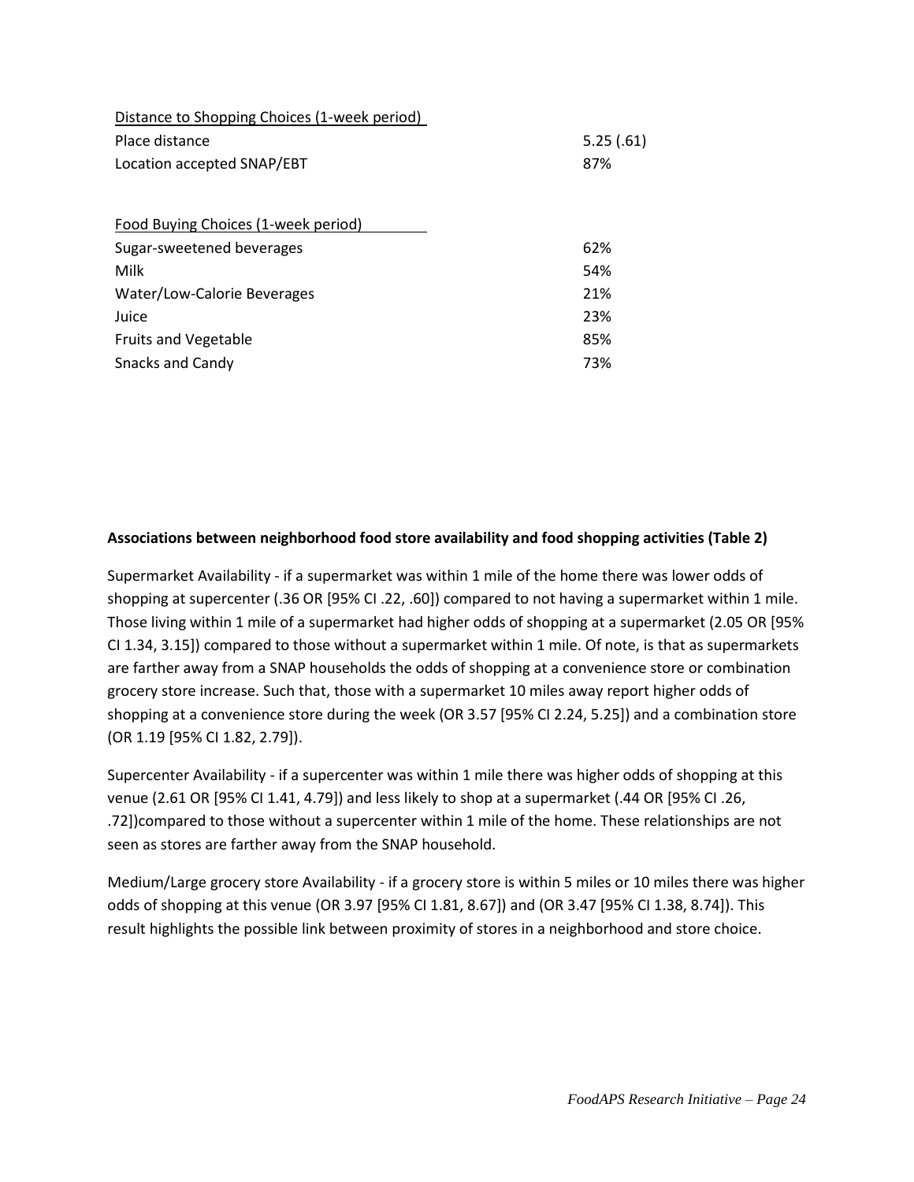| | |
|---|---|
| Distance to Shopping Choices (1-week period) | |
| Place distance | 5.25 (.61) |
| Location accepted SNAP/EBT | 87% |
| | |
| Food Buying Choices (1-week period) | |
| Sugar-sweetened beverages | 62% |
| Milk | 54% |
| Water/Low-Calorie Beverages | 21% |
| Juice | 23% |
| Fruits and Vegetable | 85% |
| Snacks and Candy | 73% |

**Associations between neighborhood food store availability and food shopping activities (Table 2)**

Supermarket Availability - if a supermarket was within 1 mile of the home there was lower odds of shopping at supercenter (.36 OR [95% CI .22, .60]) compared to not having a supermarket within 1 mile. Those living within 1 mile of a supermarket had higher odds of shopping at a supermarket (2.05 OR [95% CI 1.34, 3.15]) compared to those without a supermarket within 1 mile. Of note, is that as supermarkets are farther away from a SNAP households the odds of shopping at a convenience store or combination grocery store increase. Such that, those with a supermarket 10 miles away report higher odds of shopping at a convenience store during the week (OR 3.57 [95% CI 2.24, 5.25]) and a combination store (OR 1.19 [95% CI 1.82, 2.79]).

Supercenter Availability - if a supercenter was within 1 mile there was higher odds of shopping at this venue (2.61 OR [95% CI 1.41, 4.79]) and less likely to shop at a supermarket (.44 OR [95% CI .26, .72])compared to those without a supercenter within 1 mile of the home. These relationships are not seen as stores are farther away from the SNAP household.

Medium/Large grocery store Availability - if a grocery store is within 5 miles or 10 miles there was higher odds of shopping at this venue (OR 3.97 [95% CI 1.81, 8.67]) and (OR 3.47 [95% CI 1.38, 8.74]). This result highlights the possible link between proximity of stores in a neighborhood and store choice.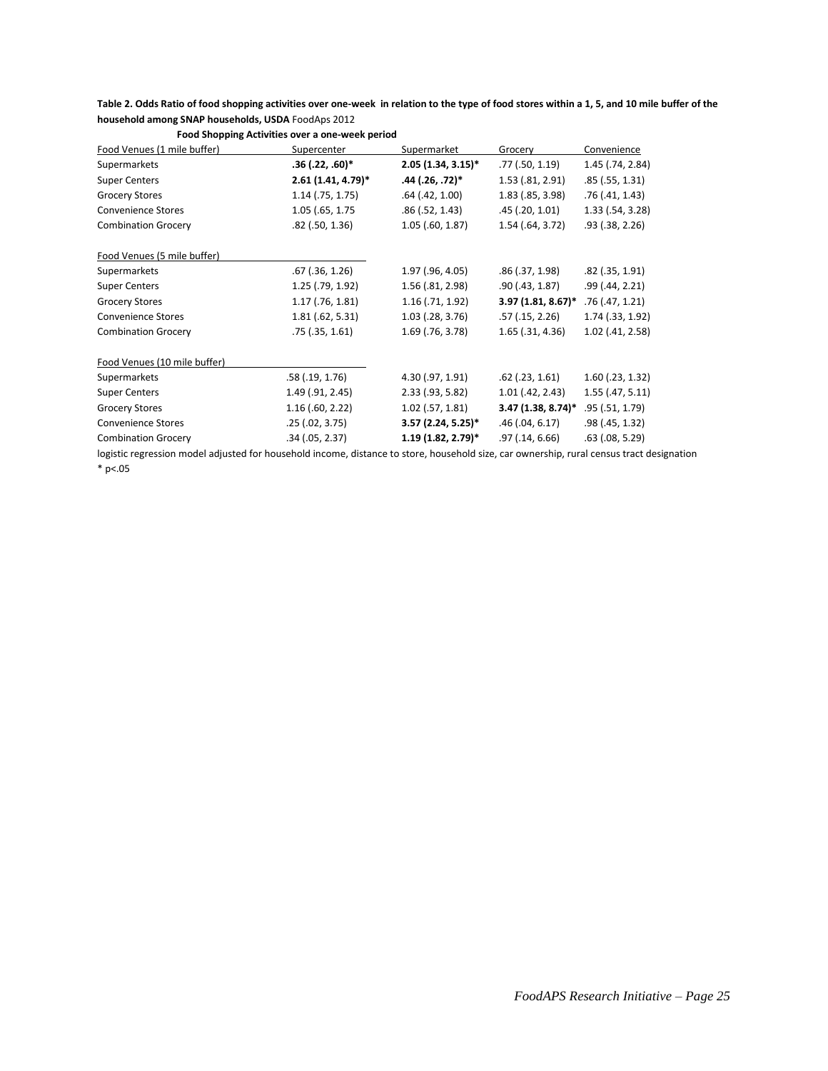**Table 2. Odds Ratio of food shopping activities over one-week in relation to the type of food stores within a 1, 5, and 10 mile buffer of the household among SNAP households, USDA** FoodAps 2012

| | Food Shopping Activities over a one-week period | | | |
|---|---|---|---|---|
| Food Venues (1 mile buffer) | Supercenter | Supermarket | Grocery | Convenience |
| Supermarkets | **.36 (.22, .60)*** | **2.05 (1.34, 3.15)*** | .77 (.50, 1.19) | 1.45 (.74, 2.84) |
| Super Centers | **2.61 (1.41, 4.79)*** | **.44 (.26, .72)*** | 1.53 (.81, 2.91) | .85 (.55, 1.31) |
| Grocery Stores | 1.14 (.75, 1.75) | .64 (.42, 1.00) | 1.83 (.85, 3.98) | .76 (.41, 1.43) |
| Convenience Stores | 1.05 (.65, 1.75 | .86 (.52, 1.43) | .45 (.20, 1.01) | 1.33 (.54, 3.28) |
| Combination Grocery | .82 (.50, 1.36) | 1.05 (.60, 1.87) | 1.54 (.64, 3.72) | .93 (.38, 2.26) |
| Food Venues (5 mile buffer) | | | | |
| Supermarkets | .67 (.36, 1.26) | 1.97 (.96, 4.05) | .86 (.37, 1.98) | .82 (.35, 1.91) |
| Super Centers | 1.25 (.79, 1.92) | 1.56 (.81, 2.98) | .90 (.43, 1.87) | .99 (.44, 2.21) |
| Grocery Stores | 1.17 (.76, 1.81) | 1.16 (.71, 1.92) | **3.97 (1.81, 8.67)*** | .76 (.47, 1.21) |
| Convenience Stores | 1.81 (.62, 5.31) | 1.03 (.28, 3.76) | .57 (.15, 2.26) | 1.74 (.33, 1.92) |
| Combination Grocery | .75 (.35, 1.61) | 1.69 (.76, 3.78) | 1.65 (.31, 4.36) | 1.02 (.41, 2.58) |
| Food Venues (10 mile buffer) | | | | |
| Supermarkets | .58 (.19, 1.76) | 4.30 (.97, 1.91) | .62 (.23, 1.61) | 1.60 (.23, 1.32) |
| Super Centers | 1.49 (.91, 2.45) | 2.33 (.93, 5.82) | 1.01 (.42, 2.43) | 1.55 (.47, 5.11) |
| Grocery Stores | 1.16 (.60, 2.22) | 1.02 (.57, 1.81) | **3.47 (1.38, 8.74)*** | .95 (.51, 1.79) |
| Convenience Stores | .25 (.02, 3.75) | **3.57 (2.24, 5.25)*** | .46 (.04, 6.17) | .98 (.45, 1.32) |
| Combination Grocery | .34 (.05, 2.37) | **1.19 (1.82, 2.79)*** | .97 (.14, 6.66) | .63 (.08, 5.29) |

logistic regression model adjusted for household income, distance to store, household size, car ownership, rural census tract designation

* $p<.05$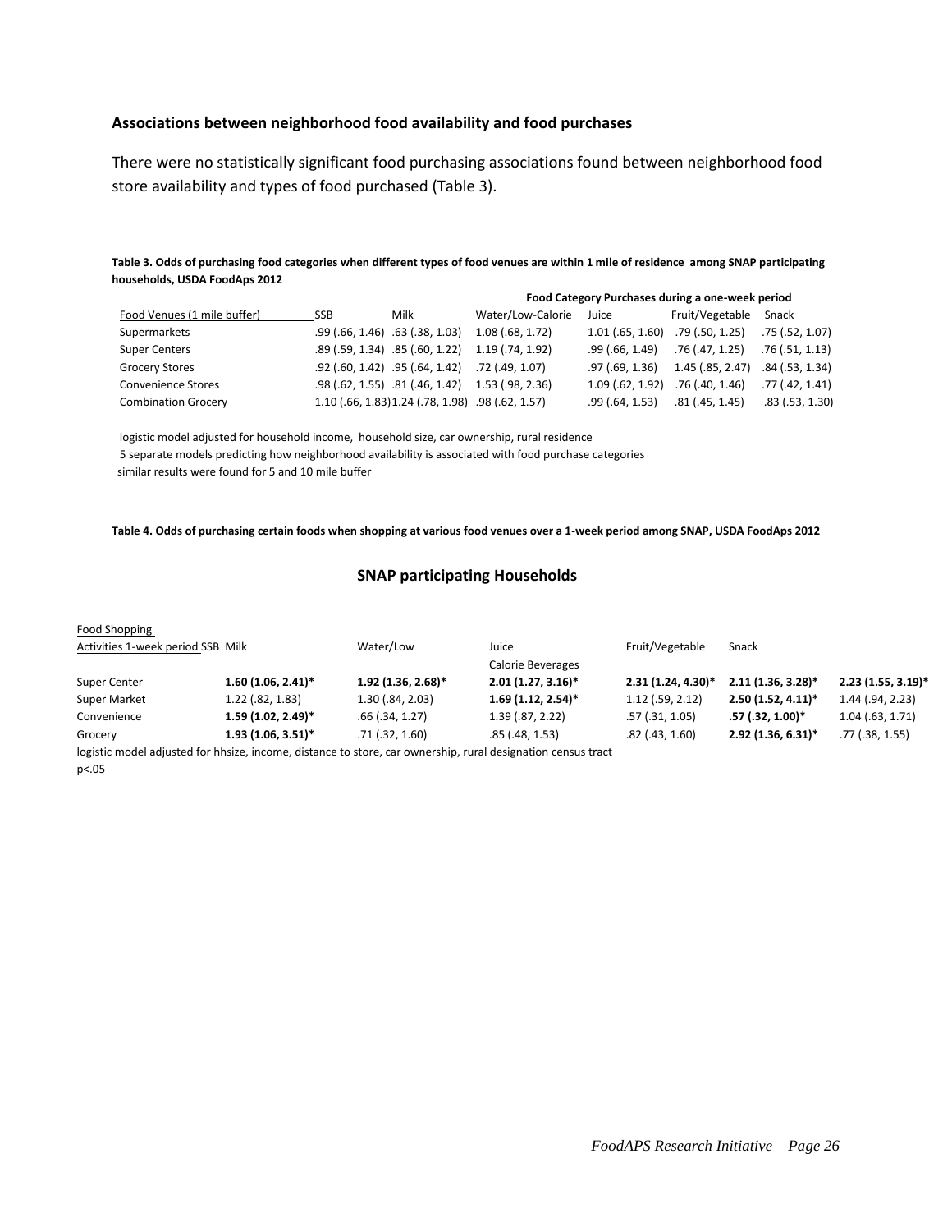### Associations between neighborhood food availability and food purchases

There were no statistically significant food purchasing associations found between neighborhood food store availability and types of food purchased (Table 3).

**Table 3. Odds of purchasing food categories when different types of food venues are within 1 mile of residence among SNAP participating households, USDA FoodAps 2012**

| | **Food Category Purchases during a one-week period** | | | | | |
|---|---|---|---|---|---|---|
| Food Venues (1 mile buffer) | SSB | Milk | Water/Low-Calorie | Juice | Fruit/Vegetable | Snack |
| Supermarkets | .99 (.66, 1.46) | .63 (.38, 1.03) | 1.08 (.68, 1.72) | 1.01 (.65, 1.60) | .79 (.50, 1.25) | .75 (.52, 1.07) |
| Super Centers | .89 (.59, 1.34) | .85 (.60, 1.22) | 1.19 (.74, 1.92) | .99 (.66, 1.49) | .76 (.47, 1.25) | .76 (.51, 1.13) |
| Grocery Stores | .92 (.60, 1.42) | .95 (.64, 1.42) | .72 (.49, 1.07) | .97 (.69, 1.36) | 1.45 (.85, 2.47) | .84 (.53, 1.34) |
| Convenience Stores | .98 (.62, 1.55) | .81 (.46, 1.42) | 1.53 (.98, 2.36) | 1.09 (.62, 1.92) | .76 (.40, 1.46) | .77 (.42, 1.41) |
| Combination Grocery | 1.10 (.66, 1.83) | 1.24 (.78, 1.98) | .98 (.62, 1.57) | .99 (.64, 1.53) | .81 (.45, 1.45) | .83 (.53, 1.30) |

logistic model adjusted for household income, household size, car ownership, rural residence

5 separate models predicting how neighborhood availability is associated with food purchase categories

similar results were found for 5 and 10 mile buffer

**Table 4. Odds of purchasing certain foods when shopping at various food venues over a 1-week period among SNAP, USDA FoodAps 2012**

**SNAP participating Households**

| Food Shopping Activities 1-week period | SSB | Milk | Water/Low Calorie Beverages | Juice | Fruit/Vegetable | Snack |
|---|---|---|---|---|---|---|
| Super Center | **1.60 (1.06, 2.41)*** | **1.92 (1.36, 2.68)*** | **2.01 (1.27, 3.16)*** | **2.31 (1.24, 4.30)*** | **2.11 (1.36, 3.28)*** | **2.23 (1.55, 3.19)*** |
| Super Market | 1.22 (.82, 1.83) | 1.30 (.84, 2.03) | **1.69 (1.12, 2.54)*** | 1.12 (.59, 2.12) | **2.50 (1.52, 4.11)*** | 1.44 (.94, 2.23) |
| Convenience | **1.59 (1.02, 2.49)*** | .66 (.34, 1.27) | 1.39 (.87, 2.22) | .57 (.31, 1.05) | **.57 (.32, 1.00)*** | 1.04 (.63, 1.71) |
| Grocery | **1.93 (1.06, 3.51)*** | .71 (.32, 1.60) | .85 (.48, 1.53) | .82 (.43, 1.60) | **2.92 (1.36, 6.31)*** | .77 (.38, 1.55) |

logistic model adjusted for hhsize, income, distance to store, car ownership, rural designation census tract

p<.05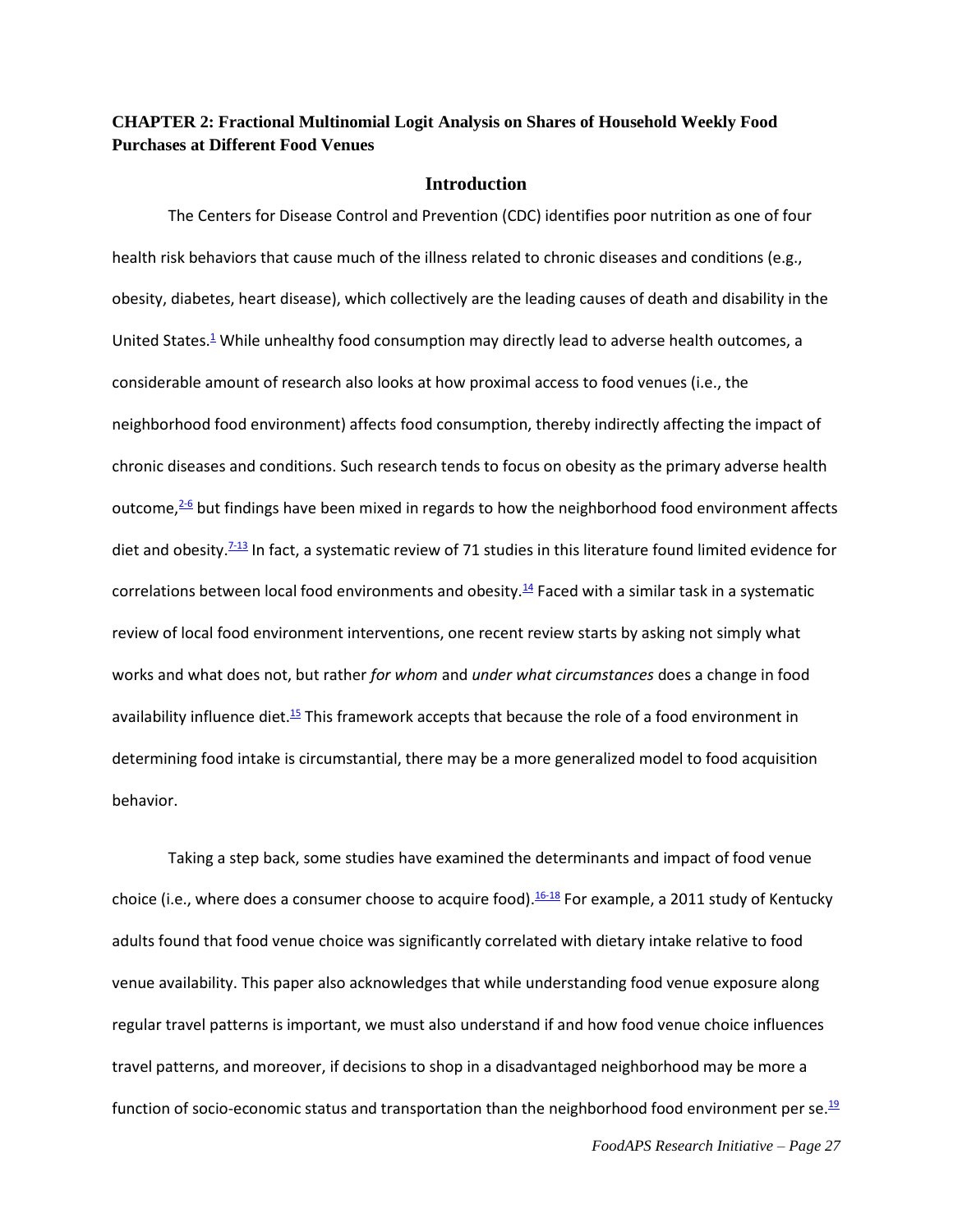## CHAPTER 2: Fractional Multinomial Logit Analysis on Shares of Household Weekly Food Purchases at Different Food Venues

### Introduction

The Centers for Disease Control and Prevention (CDC) identifies poor nutrition as one of four health risk behaviors that cause much of the illness related to chronic diseases and conditions (e.g., obesity, diabetes, heart disease), which collectively are the leading causes of death and disability in the United States.[1] While unhealthy food consumption may directly lead to adverse health outcomes, a considerable amount of research also looks at how proximal access to food venues (i.e., the neighborhood food environment) affects food consumption, thereby indirectly affecting the impact of chronic diseases and conditions. Such research tends to focus on obesity as the primary adverse health outcome,[2-6] but findings have been mixed in regards to how the neighborhood food environment affects diet and obesity.[7-13] In fact, a systematic review of 71 studies in this literature found limited evidence for correlations between local food environments and obesity.[14] Faced with a similar task in a systematic review of local food environment interventions, one recent review starts by asking not simply what works and what does not, but rather *for whom* and *under what circumstances* does a change in food availability influence diet.[15] This framework accepts that because the role of a food environment in determining food intake is circumstantial, there may be a more generalized model to food acquisition behavior.

Taking a step back, some studies have examined the determinants and impact of food venue choice (i.e., where does a consumer choose to acquire food).[16-18] For example, a 2011 study of Kentucky adults found that food venue choice was significantly correlated with dietary intake relative to food venue availability. This paper also acknowledges that while understanding food venue exposure along regular travel patterns is important, we must also understand if and how food venue choice influences travel patterns, and moreover, if decisions to shop in a disadvantaged neighborhood may be more a function of socio-economic status and transportation than the neighborhood food environment per se.[19]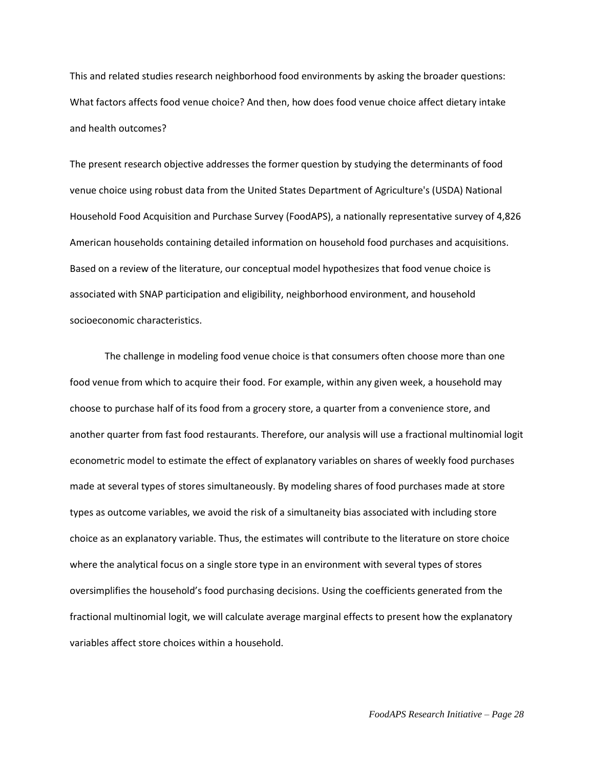This and related studies research neighborhood food environments by asking the broader questions: What factors affects food venue choice? And then, how does food venue choice affect dietary intake and health outcomes?

The present research objective addresses the former question by studying the determinants of food venue choice using robust data from the United States Department of Agriculture's (USDA) National Household Food Acquisition and Purchase Survey (FoodAPS), a nationally representative survey of 4,826 American households containing detailed information on household food purchases and acquisitions. Based on a review of the literature, our conceptual model hypothesizes that food venue choice is associated with SNAP participation and eligibility, neighborhood environment, and household socioeconomic characteristics.

The challenge in modeling food venue choice is that consumers often choose more than one food venue from which to acquire their food. For example, within any given week, a household may choose to purchase half of its food from a grocery store, a quarter from a convenience store, and another quarter from fast food restaurants. Therefore, our analysis will use a fractional multinomial logit econometric model to estimate the effect of explanatory variables on shares of weekly food purchases made at several types of stores simultaneously. By modeling shares of food purchases made at store types as outcome variables, we avoid the risk of a simultaneity bias associated with including store choice as an explanatory variable. Thus, the estimates will contribute to the literature on store choice where the analytical focus on a single store type in an environment with several types of stores oversimplifies the household's food purchasing decisions. Using the coefficients generated from the fractional multinomial logit, we will calculate average marginal effects to present how the explanatory variables affect store choices within a household.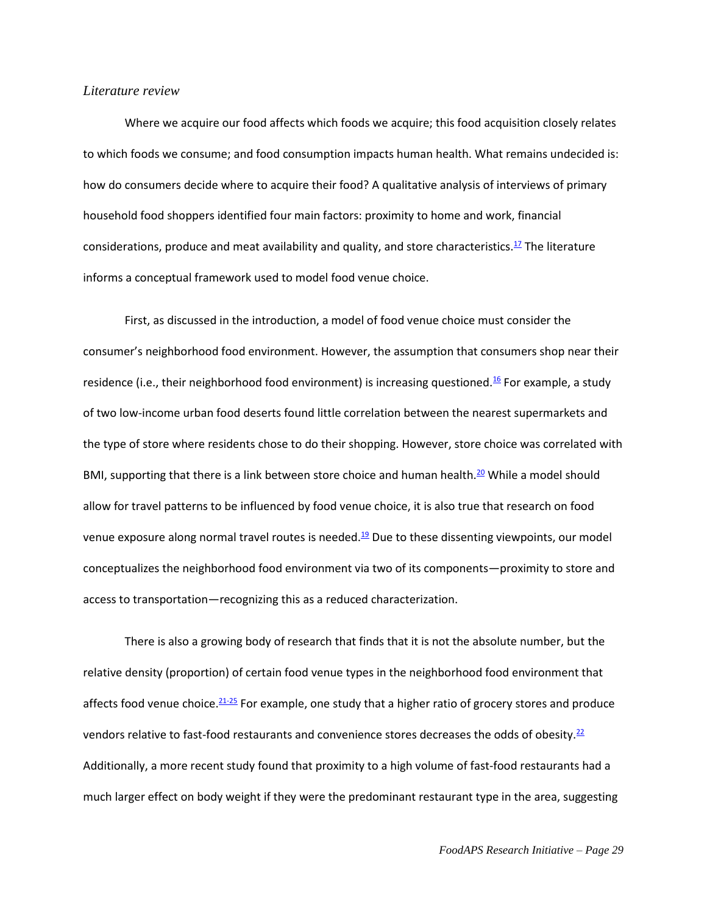*Literature review*

Where we acquire our food affects which foods we acquire; this food acquisition closely relates to which foods we consume; and food consumption impacts human health. What remains undecided is: how do consumers decide where to acquire their food? A qualitative analysis of interviews of primary household food shoppers identified four main factors: proximity to home and work, financial considerations, produce and meat availability and quality, and store characteristics.[17] The literature informs a conceptual framework used to model food venue choice.

First, as discussed in the introduction, a model of food venue choice must consider the consumer's neighborhood food environment. However, the assumption that consumers shop near their residence (i.e., their neighborhood food environment) is increasing questioned.[16] For example, a study of two low-income urban food deserts found little correlation between the nearest supermarkets and the type of store where residents chose to do their shopping. However, store choice was correlated with BMI, supporting that there is a link between store choice and human health.[20] While a model should allow for travel patterns to be influenced by food venue choice, it is also true that research on food venue exposure along normal travel routes is needed.[19] Due to these dissenting viewpoints, our model conceptualizes the neighborhood food environment via two of its components—proximity to store and access to transportation—recognizing this as a reduced characterization.

There is also a growing body of research that finds that it is not the absolute number, but the relative density (proportion) of certain food venue types in the neighborhood food environment that affects food venue choice.[21-25] For example, one study that a higher ratio of grocery stores and produce vendors relative to fast-food restaurants and convenience stores decreases the odds of obesity.[22] Additionally, a more recent study found that proximity to a high volume of fast-food restaurants had a much larger effect on body weight if they were the predominant restaurant type in the area, suggesting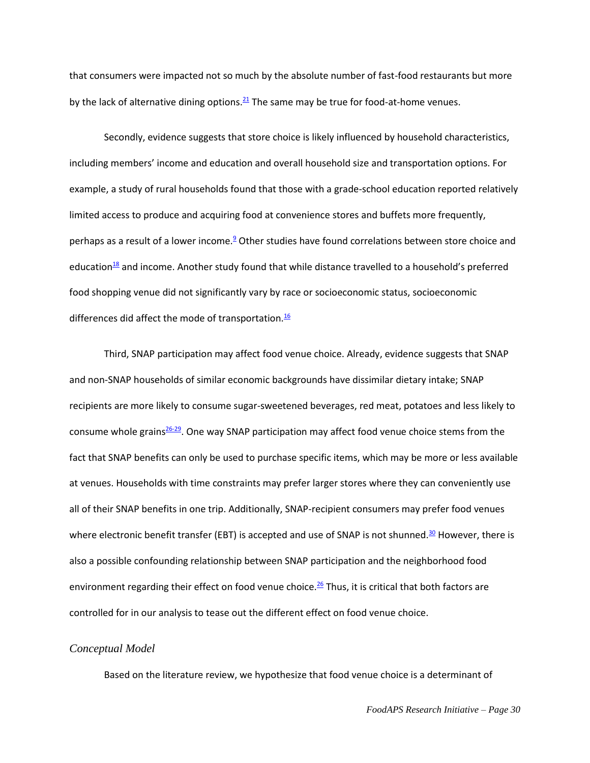that consumers were impacted not so much by the absolute number of fast-food restaurants but more by the lack of alternative dining options.[21] The same may be true for food-at-home venues.

Secondly, evidence suggests that store choice is likely influenced by household characteristics, including members' income and education and overall household size and transportation options. For example, a study of rural households found that those with a grade-school education reported relatively limited access to produce and acquiring food at convenience stores and buffets more frequently, perhaps as a result of a lower income.[9] Other studies have found correlations between store choice and education[18] and income. Another study found that while distance travelled to a household's preferred food shopping venue did not significantly vary by race or socioeconomic status, socioeconomic differences did affect the mode of transportation.[16]

Third, SNAP participation may affect food venue choice. Already, evidence suggests that SNAP and non-SNAP households of similar economic backgrounds have dissimilar dietary intake; SNAP recipients are more likely to consume sugar-sweetened beverages, red meat, potatoes and less likely to consume whole grains[26-29]. One way SNAP participation may affect food venue choice stems from the fact that SNAP benefits can only be used to purchase specific items, which may be more or less available at venues. Households with time constraints may prefer larger stores where they can conveniently use all of their SNAP benefits in one trip. Additionally, SNAP-recipient consumers may prefer food venues where electronic benefit transfer (EBT) is accepted and use of SNAP is not shunned.[30] However, there is also a possible confounding relationship between SNAP participation and the neighborhood food environment regarding their effect on food venue choice.[26] Thus, it is critical that both factors are controlled for in our analysis to tease out the different effect on food venue choice.

### *Conceptual Model*

Based on the literature review, we hypothesize that food venue choice is a determinant of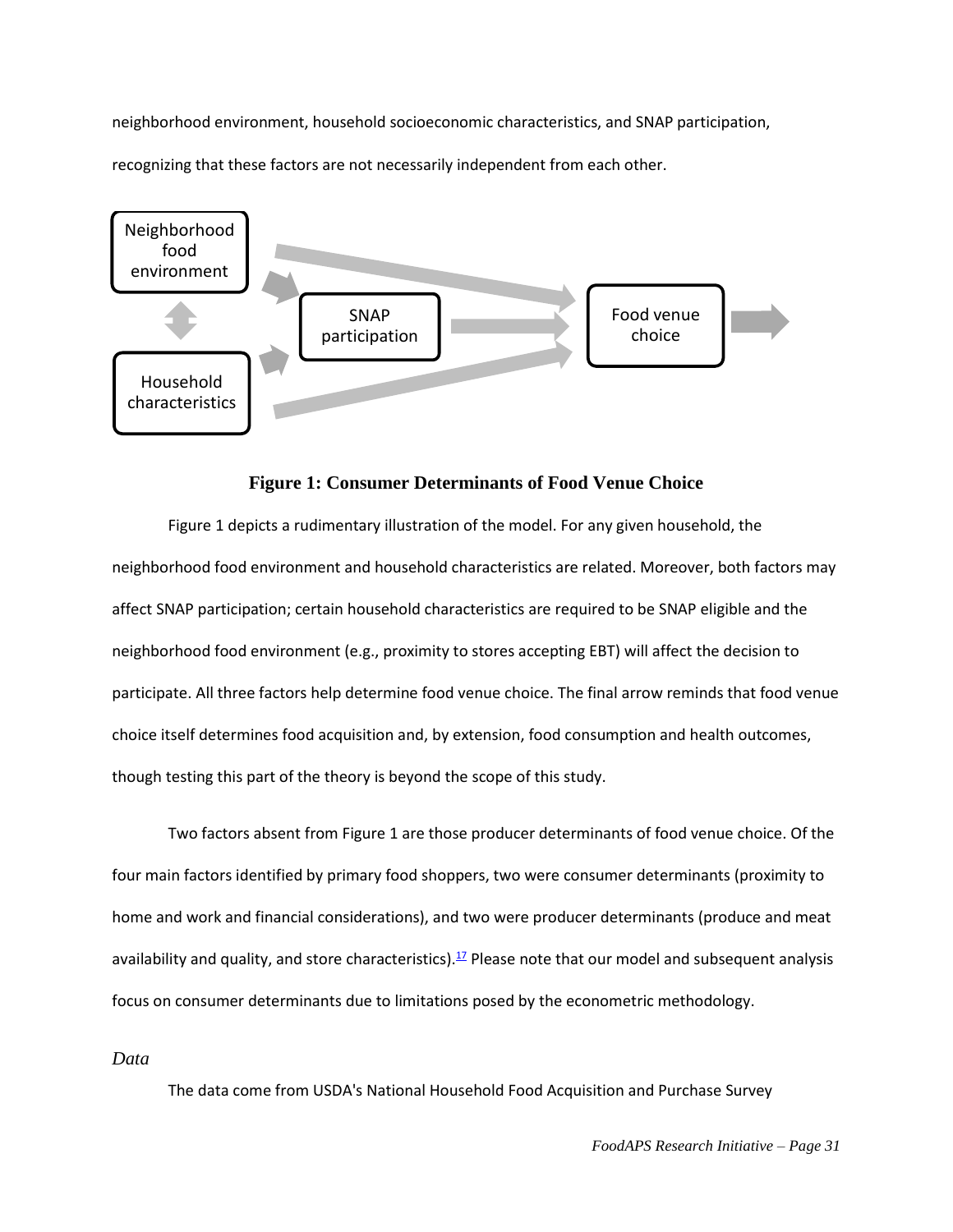neighborhood environment, household socioeconomic characteristics, and SNAP participation, recognizing that these factors are not necessarily independent from each other.

Neighborhood food environment

Household characteristics

SNAP participation

Food venue choice

**Figure 1: Consumer Determinants of Food Venue Choice**

Figure 1 depicts a rudimentary illustration of the model. For any given household, the neighborhood food environment and household characteristics are related. Moreover, both factors may affect SNAP participation; certain household characteristics are required to be SNAP eligible and the neighborhood food environment (e.g., proximity to stores accepting EBT) will affect the decision to participate. All three factors help determine food venue choice. The final arrow reminds that food venue choice itself determines food acquisition and, by extension, food consumption and health outcomes, though testing this part of the theory is beyond the scope of this study.

Two factors absent from Figure 1 are those producer determinants of food venue choice. Of the four main factors identified by primary food shoppers, two were consumer determinants (proximity to home and work and financial considerations), and two were producer determinants (produce and meat availability and quality, and store characteristics).[17] Please note that our model and subsequent analysis focus on consumer determinants due to limitations posed by the econometric methodology.

### *Data*

The data come from USDA's National Household Food Acquisition and Purchase Survey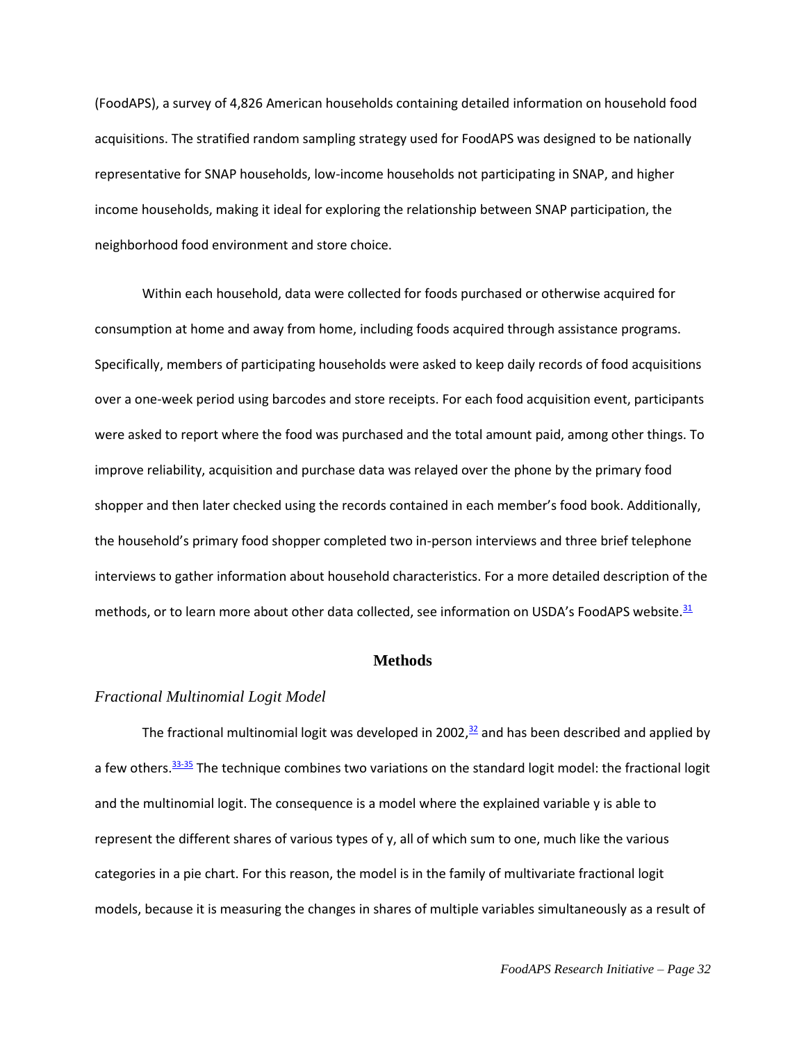(FoodAPS), a survey of 4,826 American households containing detailed information on household food acquisitions. The stratified random sampling strategy used for FoodAPS was designed to be nationally representative for SNAP households, low-income households not participating in SNAP, and higher income households, making it ideal for exploring the relationship between SNAP participation, the neighborhood food environment and store choice.

Within each household, data were collected for foods purchased or otherwise acquired for consumption at home and away from home, including foods acquired through assistance programs. Specifically, members of participating households were asked to keep daily records of food acquisitions over a one-week period using barcodes and store receipts. For each food acquisition event, participants were asked to report where the food was purchased and the total amount paid, among other things. To improve reliability, acquisition and purchase data was relayed over the phone by the primary food shopper and then later checked using the records contained in each member's food book. Additionally, the household's primary food shopper completed two in-person interviews and three brief telephone interviews to gather information about household characteristics. For a more detailed description of the methods, or to learn more about other data collected, see information on USDA's FoodAPS website.[31]

## Methods

### *Fractional Multinomial Logit Model*

The fractional multinomial logit was developed in 2002,[32] and has been described and applied by a few others.[33-35] The technique combines two variations on the standard logit model: the fractional logit and the multinomial logit. The consequence is a model where the explained variable y is able to represent the different shares of various types of y, all of which sum to one, much like the various categories in a pie chart. For this reason, the model is in the family of multivariate fractional logit models, because it is measuring the changes in shares of multiple variables simultaneously as a result of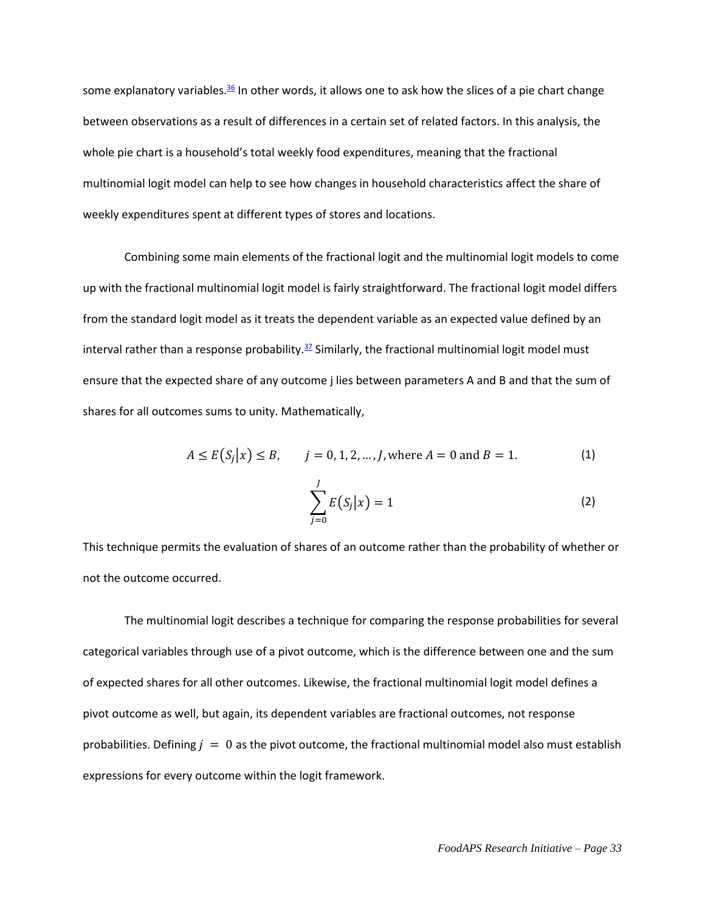some explanatory variables.[36] In other words, it allows one to ask how the slices of a pie chart change between observations as a result of differences in a certain set of related factors. In this analysis, the whole pie chart is a household's total weekly food expenditures, meaning that the fractional multinomial logit model can help to see how changes in household characteristics affect the share of weekly expenditures spent at different types of stores and locations.

Combining some main elements of the fractional logit and the multinomial logit models to come up with the fractional multinomial logit model is fairly straightforward. The fractional logit model differs from the standard logit model as it treats the dependent variable as an expected value defined by an interval rather than a response probability.[37] Similarly, the fractional multinomial logit model must ensure that the expected share of any outcome j lies between parameters A and B and that the sum of shares for all outcomes sums to unity. Mathematically,

$$A \leq E(S_j|x) \leq B, \qquad j = 0, 1, 2, \ldots, J, \text{where } A = 0 \text{ and } B = 1. \tag{1}$$

$$\sum_{j=0}^{J} E(S_j|x) = 1 \tag{2}$$

This technique permits the evaluation of shares of an outcome rather than the probability of whether or not the outcome occurred.

The multinomial logit describes a technique for comparing the response probabilities for several categorical variables through use of a pivot outcome, which is the difference between one and the sum of expected shares for all other outcomes. Likewise, the fractional multinomial logit model defines a pivot outcome as well, but again, its dependent variables are fractional outcomes, not response probabilities. Defining $j = 0$ as the pivot outcome, the fractional multinomial model also must establish expressions for every outcome within the logit framework.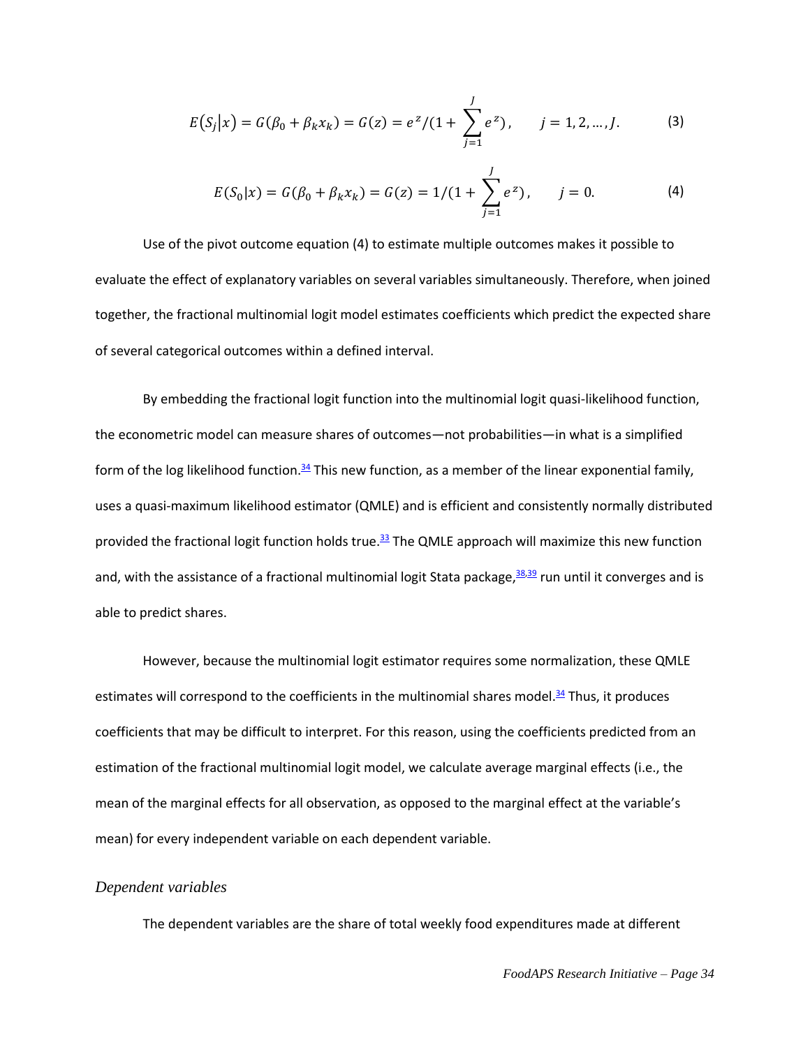$$E(S_j|x) = G(\beta_0 + \beta_k x_k) = G(z) = e^z/(1 + \sum_{j=1}^{J} e^z), \qquad j = 1, 2, \ldots, J. \tag{3}$$

$$E(S_0|x) = G(\beta_0 + \beta_k x_k) = G(z) = 1/(1 + \sum_{j=1}^{J} e^z), \qquad j = 0. \tag{4}$$

Use of the pivot outcome equation (4) to estimate multiple outcomes makes it possible to evaluate the effect of explanatory variables on several variables simultaneously. Therefore, when joined together, the fractional multinomial logit model estimates coefficients which predict the expected share of several categorical outcomes within a defined interval.

By embedding the fractional logit function into the multinomial logit quasi-likelihood function, the econometric model can measure shares of outcomes—not probabilities—in what is a simplified form of the log likelihood function.[34] This new function, as a member of the linear exponential family, uses a quasi-maximum likelihood estimator (QMLE) and is efficient and consistently normally distributed provided the fractional logit function holds true.[33] The QMLE approach will maximize this new function and, with the assistance of a fractional multinomial logit Stata package,[38,39] run until it converges and is able to predict shares.

However, because the multinomial logit estimator requires some normalization, these QMLE estimates will correspond to the coefficients in the multinomial shares model.[34] Thus, it produces coefficients that may be difficult to interpret. For this reason, using the coefficients predicted from an estimation of the fractional multinomial logit model, we calculate average marginal effects (i.e., the mean of the marginal effects for all observation, as opposed to the marginal effect at the variable's mean) for every independent variable on each dependent variable.

### *Dependent variables*

The dependent variables are the share of total weekly food expenditures made at different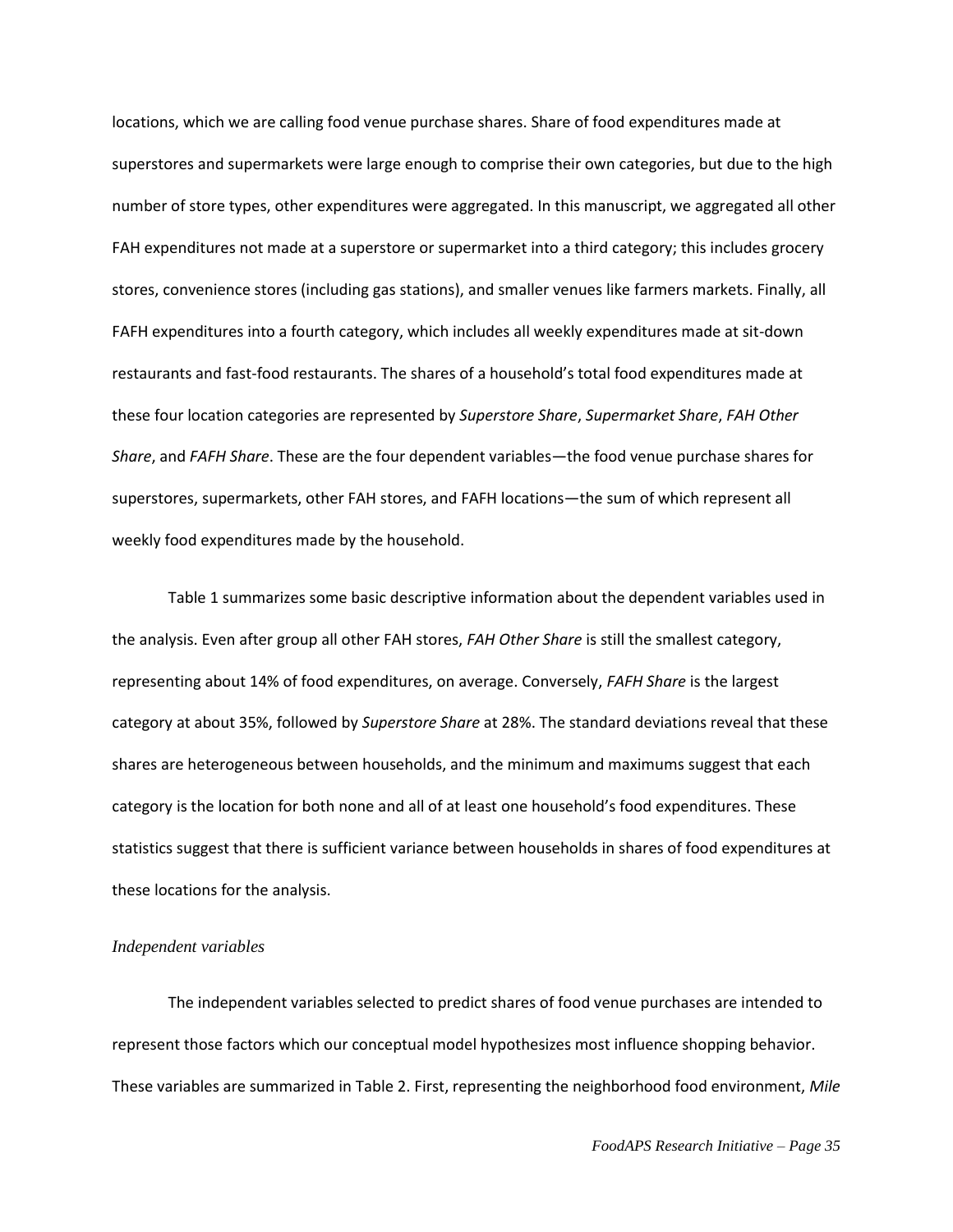locations, which we are calling food venue purchase shares. Share of food expenditures made at superstores and supermarkets were large enough to comprise their own categories, but due to the high number of store types, other expenditures were aggregated. In this manuscript, we aggregated all other FAH expenditures not made at a superstore or supermarket into a third category; this includes grocery stores, convenience stores (including gas stations), and smaller venues like farmers markets. Finally, all FAFH expenditures into a fourth category, which includes all weekly expenditures made at sit-down restaurants and fast-food restaurants. The shares of a household's total food expenditures made at these four location categories are represented by *Superstore Share*, *Supermarket Share*, *FAH Other Share*, and *FAFH Share*. These are the four dependent variables—the food venue purchase shares for superstores, supermarkets, other FAH stores, and FAFH locations—the sum of which represent all weekly food expenditures made by the household.

Table 1 summarizes some basic descriptive information about the dependent variables used in the analysis. Even after group all other FAH stores, *FAH Other Share* is still the smallest category, representing about 14% of food expenditures, on average. Conversely, *FAFH Share* is the largest category at about 35%, followed by *Superstore Share* at 28%. The standard deviations reveal that these shares are heterogeneous between households, and the minimum and maximums suggest that each category is the location for both none and all of at least one household's food expenditures. These statistics suggest that there is sufficient variance between households in shares of food expenditures at these locations for the analysis.

*Independent variables*

The independent variables selected to predict shares of food venue purchases are intended to represent those factors which our conceptual model hypothesizes most influence shopping behavior. These variables are summarized in Table 2. First, representing the neighborhood food environment, *Mile*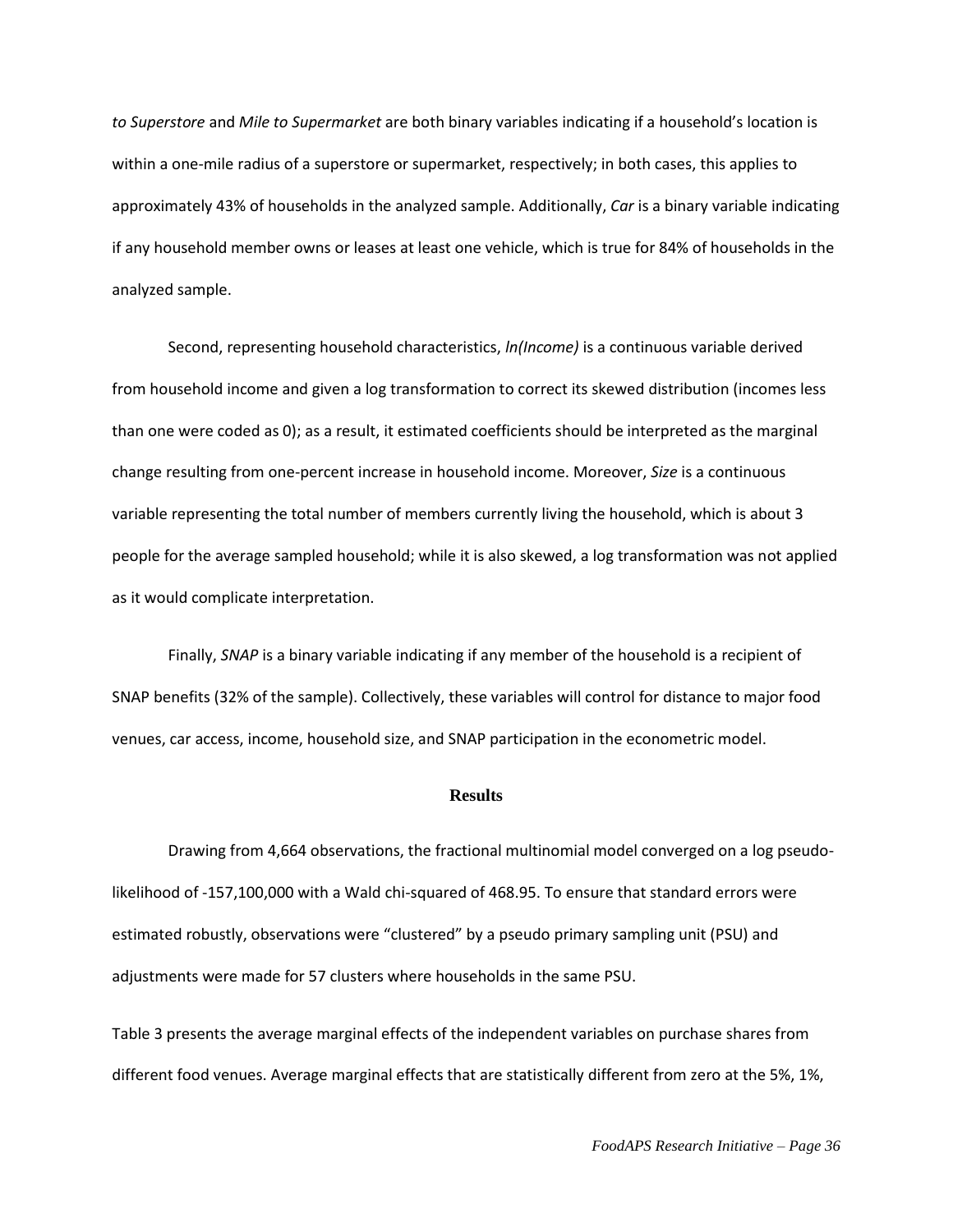*to Superstore* and *Mile to Supermarket* are both binary variables indicating if a household's location is within a one-mile radius of a superstore or supermarket, respectively; in both cases, this applies to approximately 43% of households in the analyzed sample. Additionally, *Car* is a binary variable indicating if any household member owns or leases at least one vehicle, which is true for 84% of households in the analyzed sample.

Second, representing household characteristics, *ln(Income)* is a continuous variable derived from household income and given a log transformation to correct its skewed distribution (incomes less than one were coded as 0); as a result, it estimated coefficients should be interpreted as the marginal change resulting from one-percent increase in household income. Moreover, *Size* is a continuous variable representing the total number of members currently living the household, which is about 3 people for the average sampled household; while it is also skewed, a log transformation was not applied as it would complicate interpretation.

Finally, *SNAP* is a binary variable indicating if any member of the household is a recipient of SNAP benefits (32% of the sample). Collectively, these variables will control for distance to major food venues, car access, income, household size, and SNAP participation in the econometric model.

## Results

Drawing from 4,664 observations, the fractional multinomial model converged on a log pseudo-likelihood of -157,100,000 with a Wald chi-squared of 468.95. To ensure that standard errors were estimated robustly, observations were "clustered" by a pseudo primary sampling unit (PSU) and adjustments were made for 57 clusters where households in the same PSU.

Table 3 presents the average marginal effects of the independent variables on purchase shares from different food venues. Average marginal effects that are statistically different from zero at the 5%, 1%,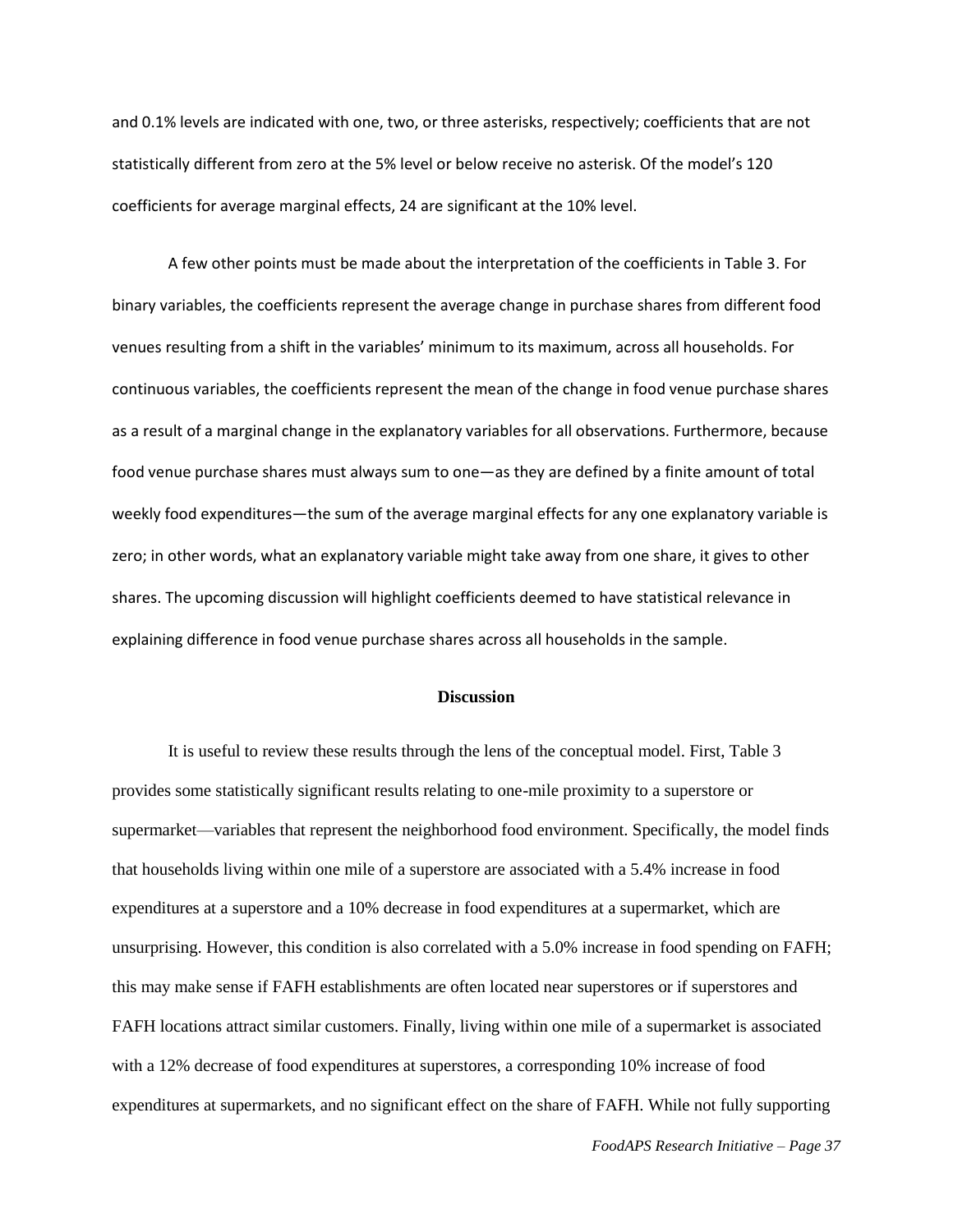and 0.1% levels are indicated with one, two, or three asterisks, respectively; coefficients that are not statistically different from zero at the 5% level or below receive no asterisk. Of the model's 120 coefficients for average marginal effects, 24 are significant at the 10% level.

A few other points must be made about the interpretation of the coefficients in Table 3. For binary variables, the coefficients represent the average change in purchase shares from different food venues resulting from a shift in the variables' minimum to its maximum, across all households. For continuous variables, the coefficients represent the mean of the change in food venue purchase shares as a result of a marginal change in the explanatory variables for all observations. Furthermore, because food venue purchase shares must always sum to one—as they are defined by a finite amount of total weekly food expenditures—the sum of the average marginal effects for any one explanatory variable is zero; in other words, what an explanatory variable might take away from one share, it gives to other shares. The upcoming discussion will highlight coefficients deemed to have statistical relevance in explaining difference in food venue purchase shares across all households in the sample.

## Discussion

It is useful to review these results through the lens of the conceptual model. First, Table 3 provides some statistically significant results relating to one-mile proximity to a superstore or supermarket—variables that represent the neighborhood food environment. Specifically, the model finds that households living within one mile of a superstore are associated with a 5.4% increase in food expenditures at a superstore and a 10% decrease in food expenditures at a supermarket, which are unsurprising. However, this condition is also correlated with a 5.0% increase in food spending on FAFH; this may make sense if FAFH establishments are often located near superstores or if superstores and FAFH locations attract similar customers. Finally, living within one mile of a supermarket is associated with a 12% decrease of food expenditures at superstores, a corresponding 10% increase of food expenditures at supermarkets, and no significant effect on the share of FAFH. While not fully supporting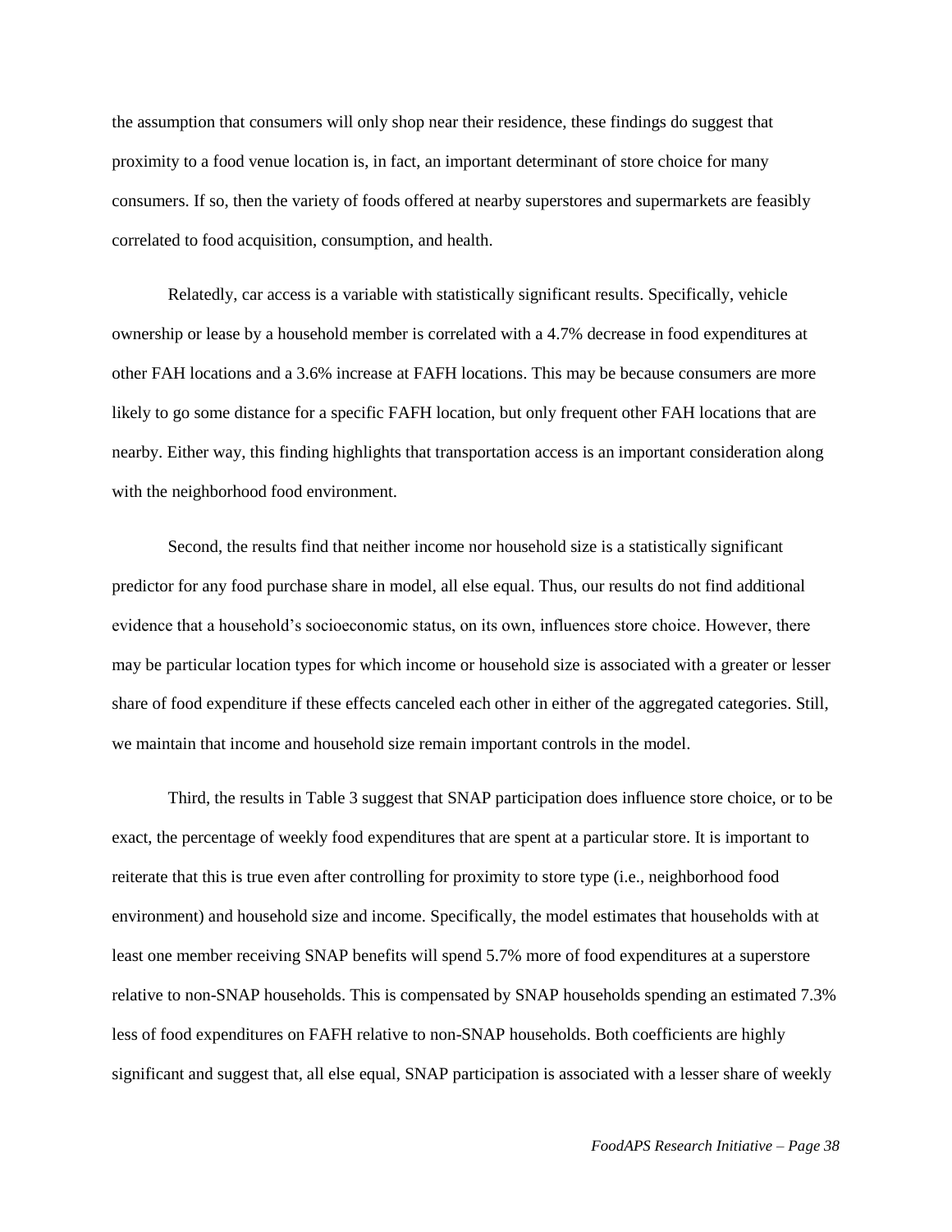the assumption that consumers will only shop near their residence, these findings do suggest that proximity to a food venue location is, in fact, an important determinant of store choice for many consumers. If so, then the variety of foods offered at nearby superstores and supermarkets are feasibly correlated to food acquisition, consumption, and health.

Relatedly, car access is a variable with statistically significant results. Specifically, vehicle ownership or lease by a household member is correlated with a 4.7% decrease in food expenditures at other FAH locations and a 3.6% increase at FAFH locations. This may be because consumers are more likely to go some distance for a specific FAFH location, but only frequent other FAH locations that are nearby. Either way, this finding highlights that transportation access is an important consideration along with the neighborhood food environment.

Second, the results find that neither income nor household size is a statistically significant predictor for any food purchase share in model, all else equal. Thus, our results do not find additional evidence that a household's socioeconomic status, on its own, influences store choice. However, there may be particular location types for which income or household size is associated with a greater or lesser share of food expenditure if these effects canceled each other in either of the aggregated categories. Still, we maintain that income and household size remain important controls in the model.

Third, the results in Table 3 suggest that SNAP participation does influence store choice, or to be exact, the percentage of weekly food expenditures that are spent at a particular store. It is important to reiterate that this is true even after controlling for proximity to store type (i.e., neighborhood food environment) and household size and income. Specifically, the model estimates that households with at least one member receiving SNAP benefits will spend 5.7% more of food expenditures at a superstore relative to non-SNAP households. This is compensated by SNAP households spending an estimated 7.3% less of food expenditures on FAFH relative to non-SNAP households. Both coefficients are highly significant and suggest that, all else equal, SNAP participation is associated with a lesser share of weekly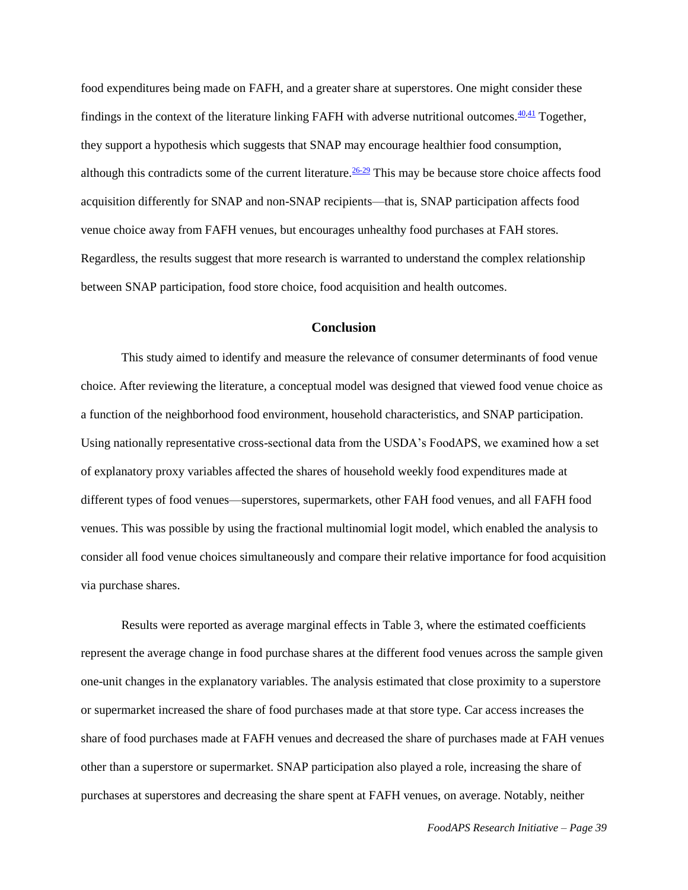food expenditures being made on FAFH, and a greater share at superstores. One might consider these findings in the context of the literature linking FAFH with adverse nutritional outcomes.[40,41] Together, they support a hypothesis which suggests that SNAP may encourage healthier food consumption, although this contradicts some of the current literature.[26-29] This may be because store choice affects food acquisition differently for SNAP and non-SNAP recipients—that is, SNAP participation affects food venue choice away from FAFH venues, but encourages unhealthy food purchases at FAH stores. Regardless, the results suggest that more research is warranted to understand the complex relationship between SNAP participation, food store choice, food acquisition and health outcomes.

## Conclusion

This study aimed to identify and measure the relevance of consumer determinants of food venue choice. After reviewing the literature, a conceptual model was designed that viewed food venue choice as a function of the neighborhood food environment, household characteristics, and SNAP participation. Using nationally representative cross-sectional data from the USDA's FoodAPS, we examined how a set of explanatory proxy variables affected the shares of household weekly food expenditures made at different types of food venues—superstores, supermarkets, other FAH food venues, and all FAFH food venues. This was possible by using the fractional multinomial logit model, which enabled the analysis to consider all food venue choices simultaneously and compare their relative importance for food acquisition via purchase shares.

Results were reported as average marginal effects in Table 3, where the estimated coefficients represent the average change in food purchase shares at the different food venues across the sample given one-unit changes in the explanatory variables. The analysis estimated that close proximity to a superstore or supermarket increased the share of food purchases made at that store type. Car access increases the share of food purchases made at FAFH venues and decreased the share of purchases made at FAH venues other than a superstore or supermarket. SNAP participation also played a role, increasing the share of purchases at superstores and decreasing the share spent at FAFH venues, on average. Notably, neither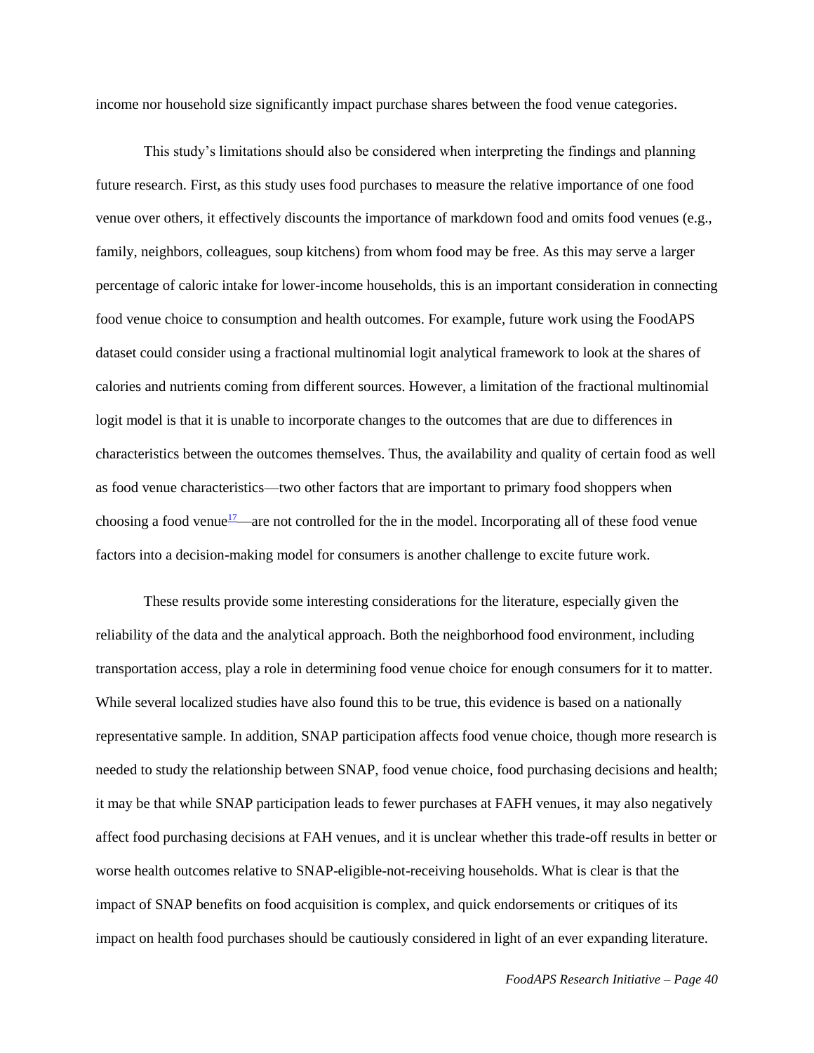income nor household size significantly impact purchase shares between the food venue categories.

This study's limitations should also be considered when interpreting the findings and planning future research. First, as this study uses food purchases to measure the relative importance of one food venue over others, it effectively discounts the importance of markdown food and omits food venues (e.g., family, neighbors, colleagues, soup kitchens) from whom food may be free. As this may serve a larger percentage of caloric intake for lower-income households, this is an important consideration in connecting food venue choice to consumption and health outcomes. For example, future work using the FoodAPS dataset could consider using a fractional multinomial logit analytical framework to look at the shares of calories and nutrients coming from different sources. However, a limitation of the fractional multinomial logit model is that it is unable to incorporate changes to the outcomes that are due to differences in characteristics between the outcomes themselves. Thus, the availability and quality of certain food as well as food venue characteristics—two other factors that are important to primary food shoppers when choosing a food venue[17]—are not controlled for the in the model. Incorporating all of these food venue factors into a decision-making model for consumers is another challenge to excite future work.

These results provide some interesting considerations for the literature, especially given the reliability of the data and the analytical approach. Both the neighborhood food environment, including transportation access, play a role in determining food venue choice for enough consumers for it to matter. While several localized studies have also found this to be true, this evidence is based on a nationally representative sample. In addition, SNAP participation affects food venue choice, though more research is needed to study the relationship between SNAP, food venue choice, food purchasing decisions and health; it may be that while SNAP participation leads to fewer purchases at FAFH venues, it may also negatively affect food purchasing decisions at FAH venues, and it is unclear whether this trade-off results in better or worse health outcomes relative to SNAP-eligible-not-receiving households. What is clear is that the impact of SNAP benefits on food acquisition is complex, and quick endorsements or critiques of its impact on health food purchases should be cautiously considered in light of an ever expanding literature.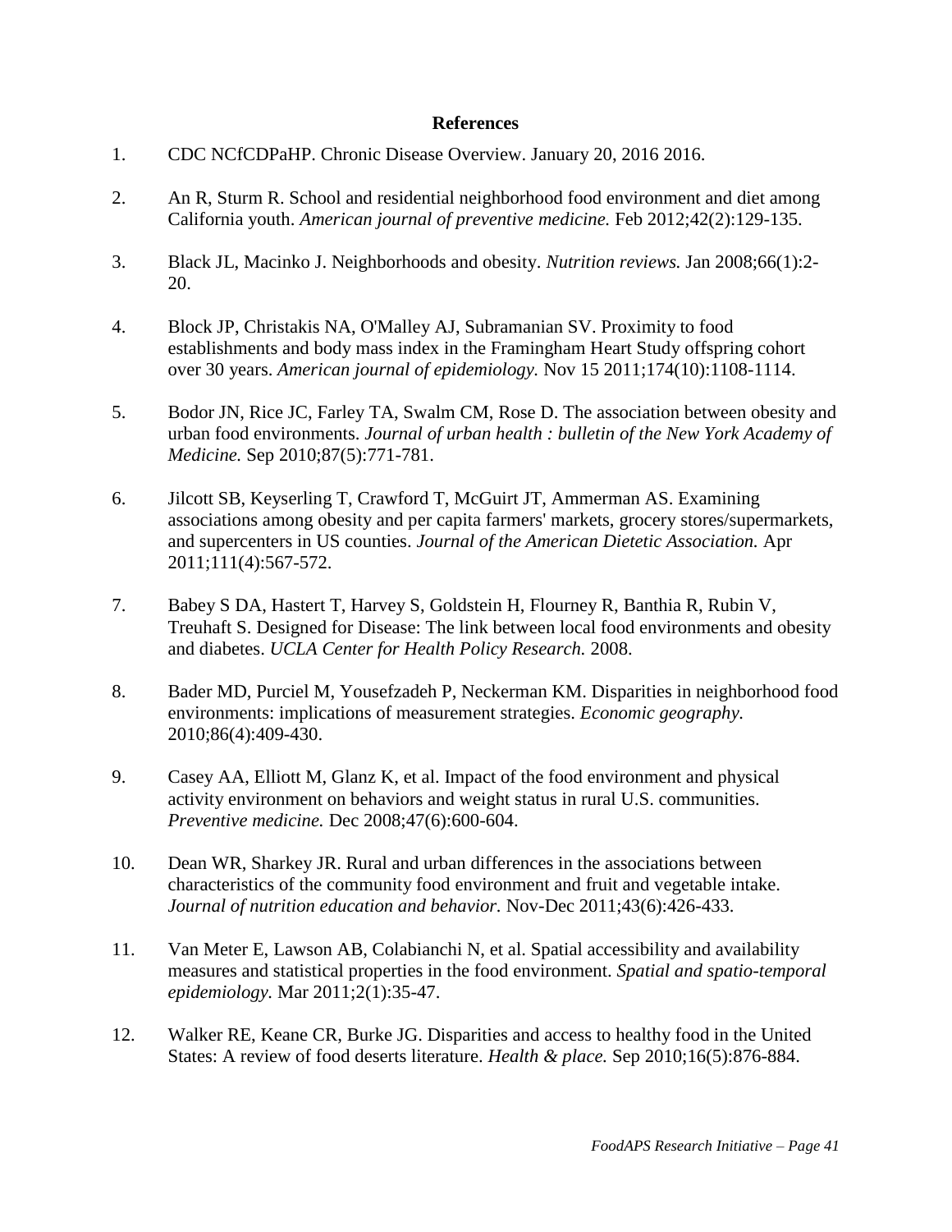**References**

1. CDC NCfCDPaHP. Chronic Disease Overview. January 20, 2016 2016.

2. An R, Sturm R. School and residential neighborhood food environment and diet among California youth. *American journal of preventive medicine.* Feb 2012;42(2):129-135.

3. Black JL, Macinko J. Neighborhoods and obesity. *Nutrition reviews.* Jan 2008;66(1):2-20.

4. Block JP, Christakis NA, O'Malley AJ, Subramanian SV. Proximity to food establishments and body mass index in the Framingham Heart Study offspring cohort over 30 years. *American journal of epidemiology.* Nov 15 2011;174(10):1108-1114.

5. Bodor JN, Rice JC, Farley TA, Swalm CM, Rose D. The association between obesity and urban food environments. *Journal of urban health : bulletin of the New York Academy of Medicine.* Sep 2010;87(5):771-781.

6. Jilcott SB, Keyserling T, Crawford T, McGuirt JT, Ammerman AS. Examining associations among obesity and per capita farmers' markets, grocery stores/supermarkets, and supercenters in US counties. *Journal of the American Dietetic Association.* Apr 2011;111(4):567-572.

7. Babey S DA, Hastert T, Harvey S, Goldstein H, Flourney R, Banthia R, Rubin V, Treuhaft S. Designed for Disease: The link between local food environments and obesity and diabetes. *UCLA Center for Health Policy Research.* 2008.

8. Bader MD, Purciel M, Yousefzadeh P, Neckerman KM. Disparities in neighborhood food environments: implications of measurement strategies. *Economic geography.* 2010;86(4):409-430.

9. Casey AA, Elliott M, Glanz K, et al. Impact of the food environment and physical activity environment on behaviors and weight status in rural U.S. communities. *Preventive medicine.* Dec 2008;47(6):600-604.

10. Dean WR, Sharkey JR. Rural and urban differences in the associations between characteristics of the community food environment and fruit and vegetable intake. *Journal of nutrition education and behavior.* Nov-Dec 2011;43(6):426-433.

11. Van Meter E, Lawson AB, Colabianchi N, et al. Spatial accessibility and availability measures and statistical properties in the food environment. *Spatial and spatio-temporal epidemiology.* Mar 2011;2(1):35-47.

12. Walker RE, Keane CR, Burke JG. Disparities and access to healthy food in the United States: A review of food deserts literature. *Health & place.* Sep 2010;16(5):876-884.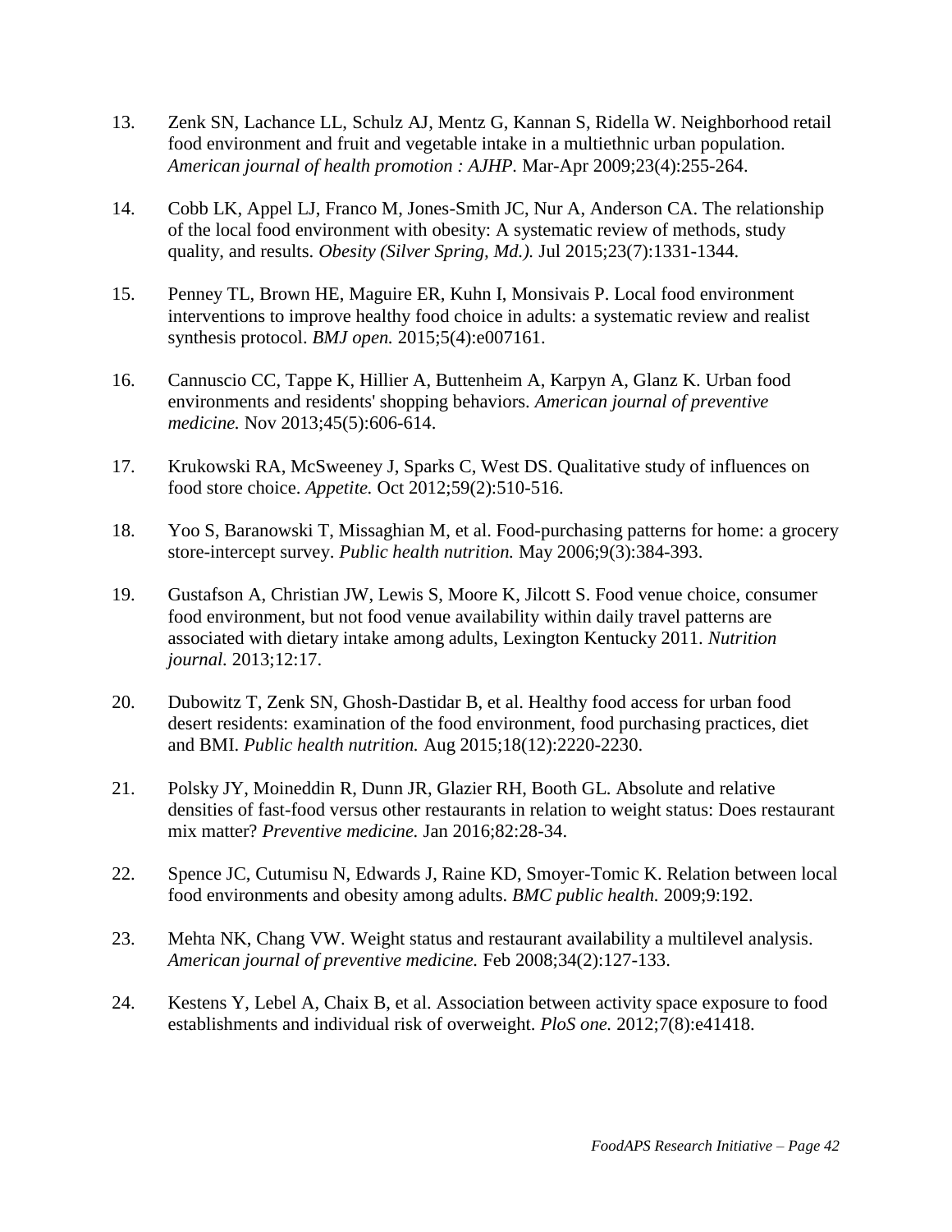13. Zenk SN, Lachance LL, Schulz AJ, Mentz G, Kannan S, Ridella W. Neighborhood retail food environment and fruit and vegetable intake in a multiethnic urban population. *American journal of health promotion : AJHP.* Mar-Apr 2009;23(4):255-264.

14. Cobb LK, Appel LJ, Franco M, Jones-Smith JC, Nur A, Anderson CA. The relationship of the local food environment with obesity: A systematic review of methods, study quality, and results. *Obesity (Silver Spring, Md.).* Jul 2015;23(7):1331-1344.

15. Penney TL, Brown HE, Maguire ER, Kuhn I, Monsivais P. Local food environment interventions to improve healthy food choice in adults: a systematic review and realist synthesis protocol. *BMJ open.* 2015;5(4):e007161.

16. Cannuscio CC, Tappe K, Hillier A, Buttenheim A, Karpyn A, Glanz K. Urban food environments and residents' shopping behaviors. *American journal of preventive medicine.* Nov 2013;45(5):606-614.

17. Krukowski RA, McSweeney J, Sparks C, West DS. Qualitative study of influences on food store choice. *Appetite.* Oct 2012;59(2):510-516.

18. Yoo S, Baranowski T, Missaghian M, et al. Food-purchasing patterns for home: a grocery store-intercept survey. *Public health nutrition.* May 2006;9(3):384-393.

19. Gustafson A, Christian JW, Lewis S, Moore K, Jilcott S. Food venue choice, consumer food environment, but not food venue availability within daily travel patterns are associated with dietary intake among adults, Lexington Kentucky 2011. *Nutrition journal.* 2013;12:17.

20. Dubowitz T, Zenk SN, Ghosh-Dastidar B, et al. Healthy food access for urban food desert residents: examination of the food environment, food purchasing practices, diet and BMI. *Public health nutrition.* Aug 2015;18(12):2220-2230.

21. Polsky JY, Moineddin R, Dunn JR, Glazier RH, Booth GL. Absolute and relative densities of fast-food versus other restaurants in relation to weight status: Does restaurant mix matter? *Preventive medicine.* Jan 2016;82:28-34.

22. Spence JC, Cutumisu N, Edwards J, Raine KD, Smoyer-Tomic K. Relation between local food environments and obesity among adults. *BMC public health.* 2009;9:192.

23. Mehta NK, Chang VW. Weight status and restaurant availability a multilevel analysis. *American journal of preventive medicine.* Feb 2008;34(2):127-133.

24. Kestens Y, Lebel A, Chaix B, et al. Association between activity space exposure to food establishments and individual risk of overweight. *PloS one.* 2012;7(8):e41418.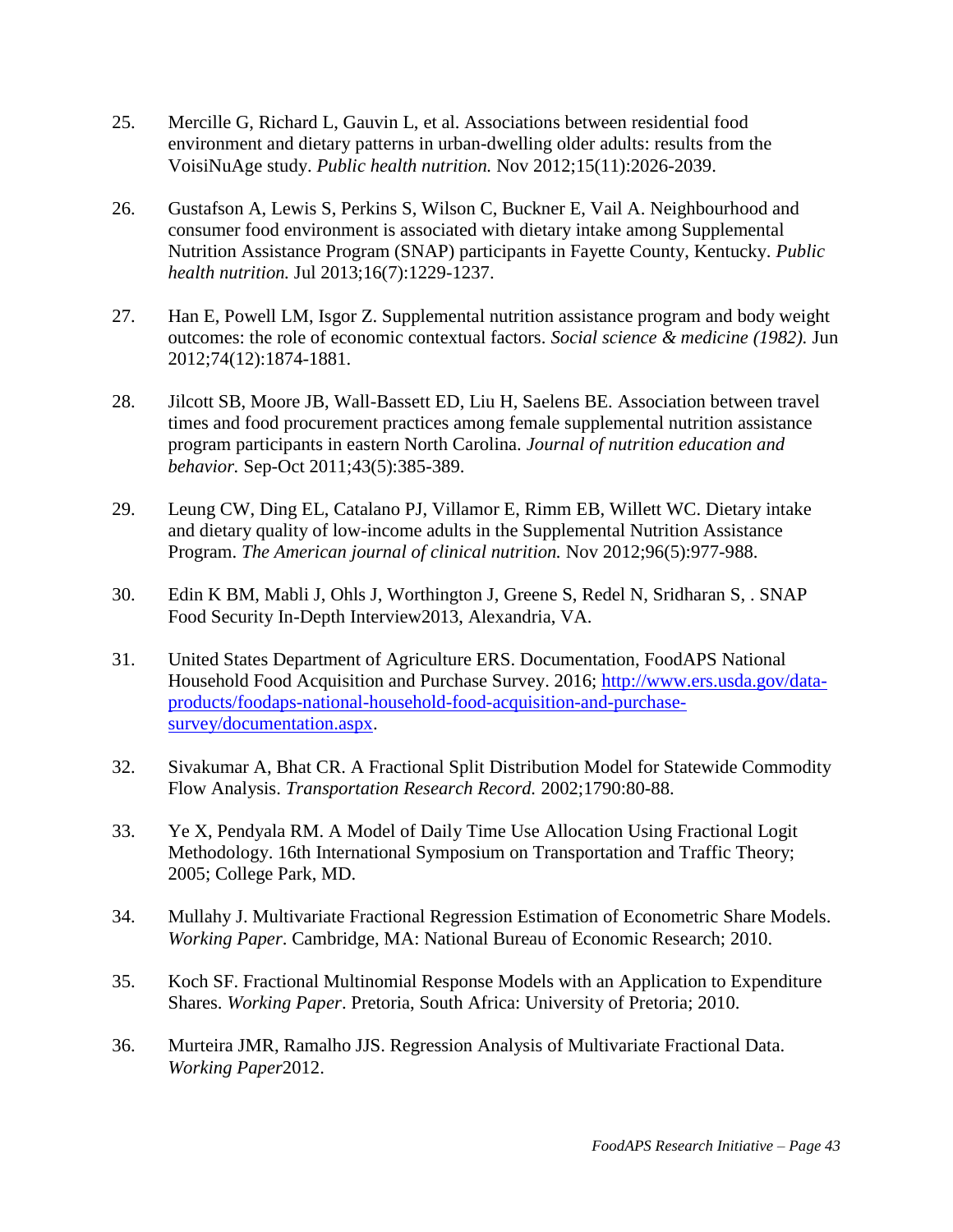25. Mercille G, Richard L, Gauvin L, et al. Associations between residential food environment and dietary patterns in urban-dwelling older adults: results from the VoisiNuAge study. *Public health nutrition.* Nov 2012;15(11):2026-2039.

26. Gustafson A, Lewis S, Perkins S, Wilson C, Buckner E, Vail A. Neighbourhood and consumer food environment is associated with dietary intake among Supplemental Nutrition Assistance Program (SNAP) participants in Fayette County, Kentucky. *Public health nutrition.* Jul 2013;16(7):1229-1237.

27. Han E, Powell LM, Isgor Z. Supplemental nutrition assistance program and body weight outcomes: the role of economic contextual factors. *Social science & medicine (1982).* Jun 2012;74(12):1874-1881.

28. Jilcott SB, Moore JB, Wall-Bassett ED, Liu H, Saelens BE. Association between travel times and food procurement practices among female supplemental nutrition assistance program participants in eastern North Carolina. *Journal of nutrition education and behavior.* Sep-Oct 2011;43(5):385-389.

29. Leung CW, Ding EL, Catalano PJ, Villamor E, Rimm EB, Willett WC. Dietary intake and dietary quality of low-income adults in the Supplemental Nutrition Assistance Program. *The American journal of clinical nutrition.* Nov 2012;96(5):977-988.

30. Edin K BM, Mabli J, Ohls J, Worthington J, Greene S, Redel N, Sridharan S, . SNAP Food Security In-Depth Interview2013, Alexandria, VA.

31. United States Department of Agriculture ERS. Documentation, FoodAPS National Household Food Acquisition and Purchase Survey. 2016; [http://www.ers.usda.gov/data-products/foodaps-national-household-food-acquisition-and-purchase-survey/documentation.aspx](http://www.ers.usda.gov/data-products/foodaps-national-household-food-acquisition-and-purchase-survey/documentation.aspx).

32. Sivakumar A, Bhat CR. A Fractional Split Distribution Model for Statewide Commodity Flow Analysis. *Transportation Research Record.* 2002;1790:80-88.

33. Ye X, Pendyala RM. A Model of Daily Time Use Allocation Using Fractional Logit Methodology. 16th International Symposium on Transportation and Traffic Theory; 2005; College Park, MD.

34. Mullahy J. Multivariate Fractional Regression Estimation of Econometric Share Models. *Working Paper*. Cambridge, MA: National Bureau of Economic Research; 2010.

35. Koch SF. Fractional Multinomial Response Models with an Application to Expenditure Shares. *Working Paper*. Pretoria, South Africa: University of Pretoria; 2010.

36. Murteira JMR, Ramalho JJS. Regression Analysis of Multivariate Fractional Data. *Working Paper*2012.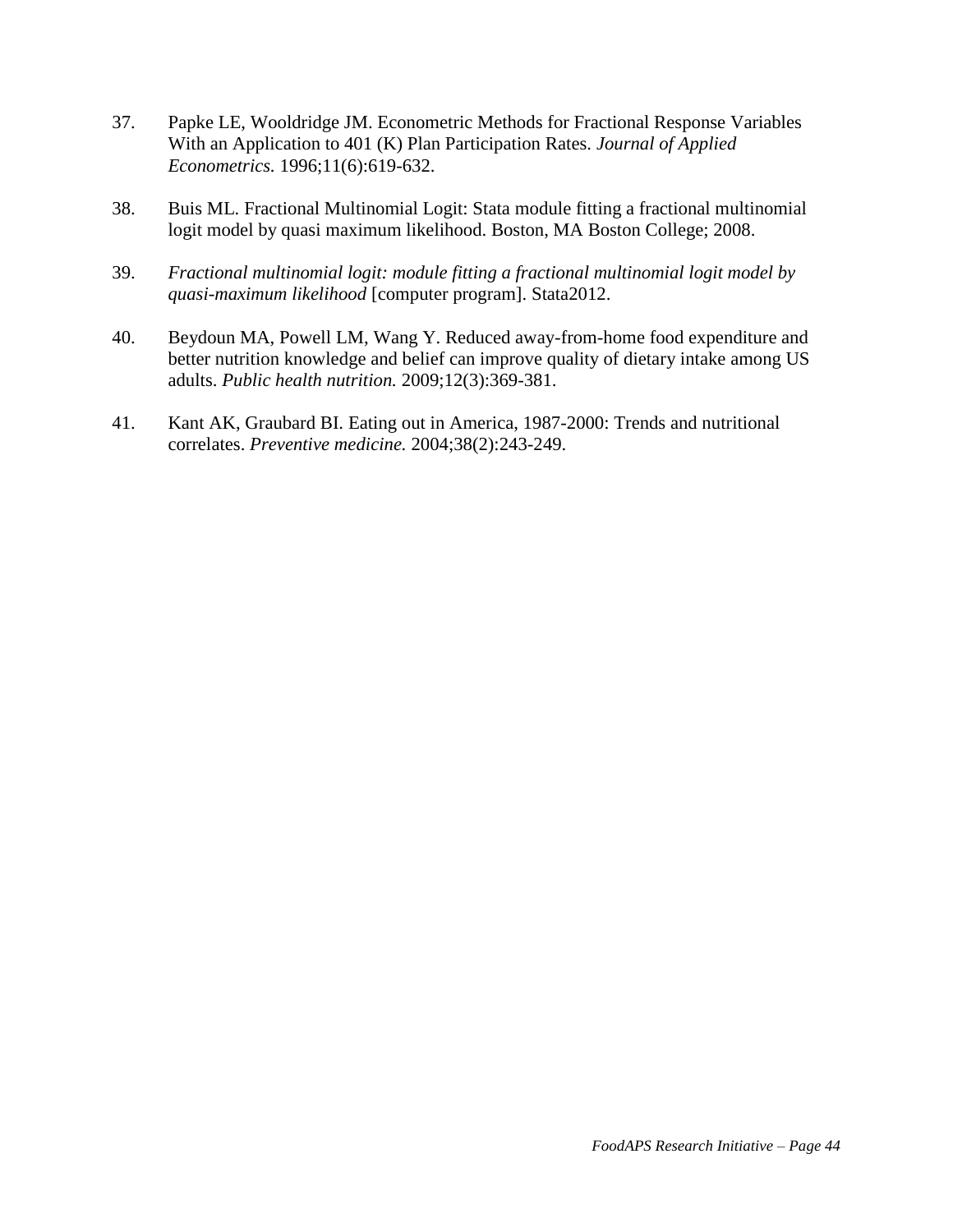37. Papke LE, Wooldridge JM. Econometric Methods for Fractional Response Variables With an Application to 401 (K) Plan Participation Rates. *Journal of Applied Econometrics.* 1996;11(6):619-632.

38. Buis ML. Fractional Multinomial Logit: Stata module fitting a fractional multinomial logit model by quasi maximum likelihood. Boston, MA Boston College; 2008.

39. *Fractional multinomial logit: module fitting a fractional multinomial logit model by quasi-maximum likelihood* [computer program]. Stata2012.

40. Beydoun MA, Powell LM, Wang Y. Reduced away-from-home food expenditure and better nutrition knowledge and belief can improve quality of dietary intake among US adults. *Public health nutrition.* 2009;12(3):369-381.

41. Kant AK, Graubard BI. Eating out in America, 1987-2000: Trends and nutritional correlates. *Preventive medicine.* 2004;38(2):243-249.